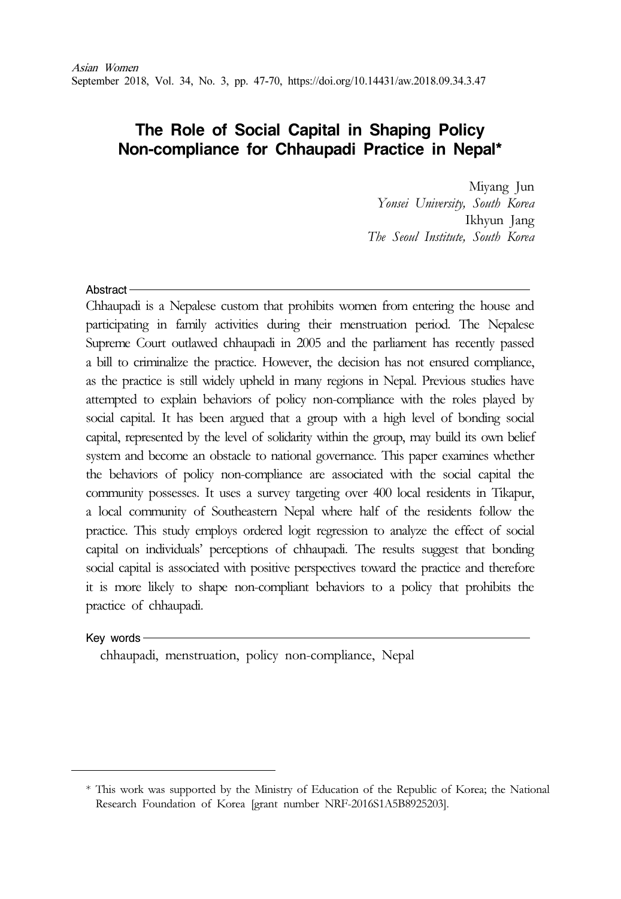# The Role of Social Capital in Shaping Policy Non-compliance for Chhaupadi Practice in Nepal*

Miyang Jun
*Yonsei University, South Korea*
Ikhyun Jang
*The Seoul Institute, South Korea*

## Abstract

Chhaupadi is a Nepalese custom that prohibits women from entering the house and participating in family activities during their menstruation period. The Nepalese Supreme Court outlawed chhaupadi in 2005 and the parliament has recently passed a bill to criminalize the practice. However, the decision has not ensured compliance, as the practice is still widely upheld in many regions in Nepal. Previous studies have attempted to explain behaviors of policy non-compliance with the roles played by social capital. It has been argued that a group with a high level of bonding social capital, represented by the level of solidarity within the group, may build its own belief system and become an obstacle to national governance. This paper examines whether the behaviors of policy non-compliance are associated with the social capital the community possesses. It uses a survey targeting over 400 local residents in Tikapur, a local community of Southeastern Nepal where half of the residents follow the practice. This study employs ordered logit regression to analyze the effect of social capital on individuals' perceptions of chhaupadi. The results suggest that bonding social capital is associated with positive perspectives toward the practice and therefore it is more likely to shape non-compliant behaviors to a policy that prohibits the practice of chhaupadi.

## Key words

chhaupadi, menstruation, policy non-compliance, Nepal

---

* This work was supported by the Ministry of Education of the Republic of Korea; the National Research Foundation of Korea [grant number NRF-2016S1A5B8925203].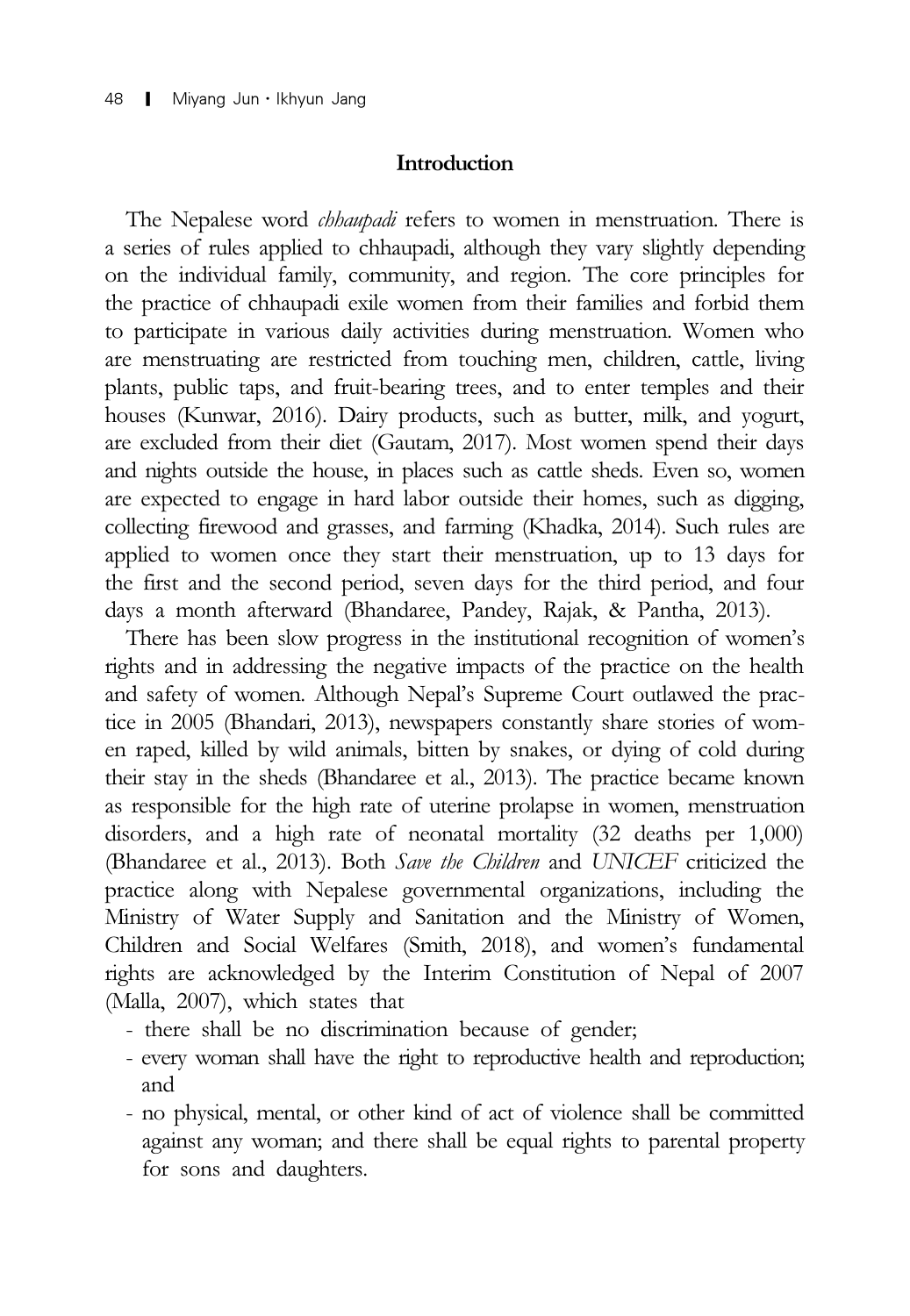## Introduction

The Nepalese word *chhaupadi* refers to women in menstruation. There is a series of rules applied to chhaupadi, although they vary slightly depending on the individual family, community, and region. The core principles for the practice of chhaupadi exile women from their families and forbid them to participate in various daily activities during menstruation. Women who are menstruating are restricted from touching men, children, cattle, living plants, public taps, and fruit-bearing trees, and to enter temples and their houses (Kunwar, 2016). Dairy products, such as butter, milk, and yogurt, are excluded from their diet (Gautam, 2017). Most women spend their days and nights outside the house, in places such as cattle sheds. Even so, women are expected to engage in hard labor outside their homes, such as digging, collecting firewood and grasses, and farming (Khadka, 2014). Such rules are applied to women once they start their menstruation, up to 13 days for the first and the second period, seven days for the third period, and four days a month afterward (Bhandaree, Pandey, Rajak, & Pantha, 2013).

There has been slow progress in the institutional recognition of women's rights and in addressing the negative impacts of the practice on the health and safety of women. Although Nepal's Supreme Court outlawed the practice in 2005 (Bhandari, 2013), newspapers constantly share stories of women raped, killed by wild animals, bitten by snakes, or dying of cold during their stay in the sheds (Bhandaree et al., 2013). The practice became known as responsible for the high rate of uterine prolapse in women, menstruation disorders, and a high rate of neonatal mortality (32 deaths per 1,000) (Bhandaree et al., 2013). Both *Save the Children* and *UNICEF* criticized the practice along with Nepalese governmental organizations, including the Ministry of Water Supply and Sanitation and the Ministry of Women, Children and Social Welfares (Smith, 2018), and women's fundamental rights are acknowledged by the Interim Constitution of Nepal of 2007 (Malla, 2007), which states that

- there shall be no discrimination because of gender;
- every woman shall have the right to reproductive health and reproduction; and
- no physical, mental, or other kind of act of violence shall be committed against any woman; and there shall be equal rights to parental property for sons and daughters.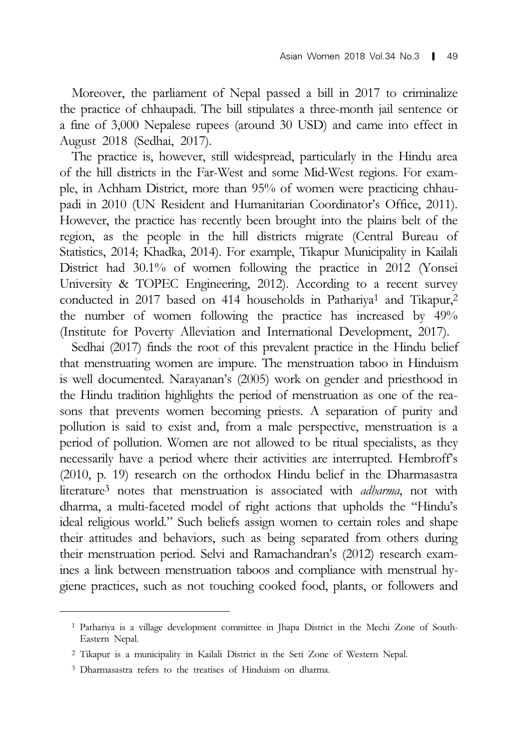Moreover, the parliament of Nepal passed a bill in 2017 to criminalize the practice of chhaupadi. The bill stipulates a three-month jail sentence or a fine of 3,000 Nepalese rupees (around 30 USD) and came into effect in August 2018 (Sedhai, 2017).

The practice is, however, still widespread, particularly in the Hindu area of the hill districts in the Far-West and some Mid-West regions. For example, in Achham District, more than 95% of women were practicing chhaupadi in 2010 (UN Resident and Humanitarian Coordinator's Office, 2011). However, the practice has recently been brought into the plains belt of the region, as the people in the hill districts migrate (Central Bureau of Statistics, 2014; Khadka, 2014). For example, Tikapur Municipality in Kailali District had 30.1% of women following the practice in 2012 (Yonsei University & TOPEC Engineering, 2012). According to a recent survey conducted in 2017 based on 414 households in Pathariya[1] and Tikapur,[2] the number of women following the practice has increased by 49% (Institute for Poverty Alleviation and International Development, 2017).

Sedhai (2017) finds the root of this prevalent practice in the Hindu belief that menstruating women are impure. The menstruation taboo in Hinduism is well documented. Narayanan's (2005) work on gender and priesthood in the Hindu tradition highlights the period of menstruation as one of the reasons that prevents women becoming priests. A separation of purity and pollution is said to exist and, from a male perspective, menstruation is a period of pollution. Women are not allowed to be ritual specialists, as they necessarily have a period where their activities are interrupted. Hembroff's (2010, p. 19) research on the orthodox Hindu belief in the Dharmasastra literature[3] notes that menstruation is associated with *adharma*, not with dharma, a multi-faceted model of right actions that upholds the "Hindu's ideal religious world." Such beliefs assign women to certain roles and shape their attitudes and behaviors, such as being separated from others during their menstruation period. Selvi and Ramachandran's (2012) research examines a link between menstruation taboos and compliance with menstrual hygiene practices, such as not touching cooked food, plants, or followers and

---

[1] Pathariya is a village development committee in Jhapa District in the Mechi Zone of South-Eastern Nepal.

[2] Tikapur is a municipality in Kailali District in the Seti Zone of Western Nepal.

[3] Dharmasastra refers to the treatises of Hinduism on dharma.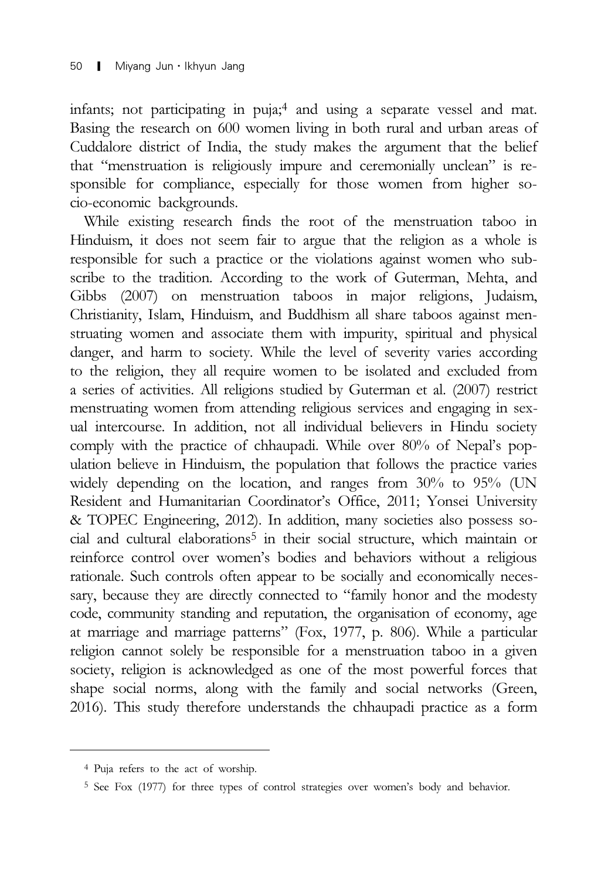infants; not participating in puja;[4] and using a separate vessel and mat. Basing the research on 600 women living in both rural and urban areas of Cuddalore district of India, the study makes the argument that the belief that "menstruation is religiously impure and ceremonially unclean" is responsible for compliance, especially for those women from higher socio-economic backgrounds.

While existing research finds the root of the menstruation taboo in Hinduism, it does not seem fair to argue that the religion as a whole is responsible for such a practice or the violations against women who subscribe to the tradition. According to the work of Guterman, Mehta, and Gibbs (2007) on menstruation taboos in major religions, Judaism, Christianity, Islam, Hinduism, and Buddhism all share taboos against menstruating women and associate them with impurity, spiritual and physical danger, and harm to society. While the level of severity varies according to the religion, they all require women to be isolated and excluded from a series of activities. All religions studied by Guterman et al. (2007) restrict menstruating women from attending religious services and engaging in sexual intercourse. In addition, not all individual believers in Hindu society comply with the practice of chhaupadi. While over 80% of Nepal's population believe in Hinduism, the population that follows the practice varies widely depending on the location, and ranges from 30% to 95% (UN Resident and Humanitarian Coordinator's Office, 2011; Yonsei University & TOPEC Engineering, 2012). In addition, many societies also possess social and cultural elaborations[5] in their social structure, which maintain or reinforce control over women's bodies and behaviors without a religious rationale. Such controls often appear to be socially and economically necessary, because they are directly connected to "family honor and the modesty code, community standing and reputation, the organisation of economy, age at marriage and marriage patterns" (Fox, 1977, p. 806). While a particular religion cannot solely be responsible for a menstruation taboo in a given society, religion is acknowledged as one of the most powerful forces that shape social norms, along with the family and social networks (Green, 2016). This study therefore understands the chhaupadi practice as a form

[4] Puja refers to the act of worship.

[5] See Fox (1977) for three types of control strategies over women's body and behavior.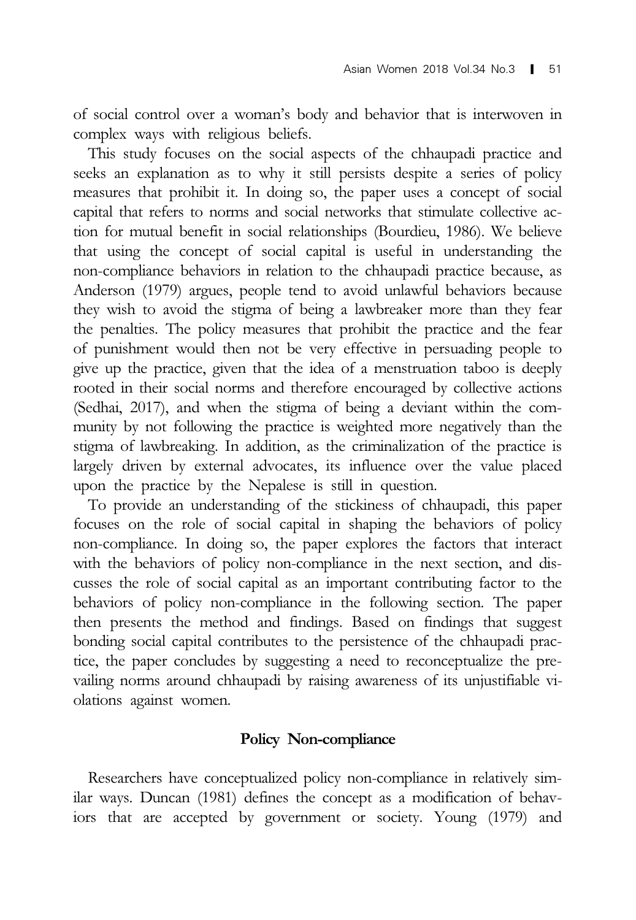of social control over a woman's body and behavior that is interwoven in complex ways with religious beliefs.

This study focuses on the social aspects of the chhaupadi practice and seeks an explanation as to why it still persists despite a series of policy measures that prohibit it. In doing so, the paper uses a concept of social capital that refers to norms and social networks that stimulate collective action for mutual benefit in social relationships (Bourdieu, 1986). We believe that using the concept of social capital is useful in understanding the non-compliance behaviors in relation to the chhaupadi practice because, as Anderson (1979) argues, people tend to avoid unlawful behaviors because they wish to avoid the stigma of being a lawbreaker more than they fear the penalties. The policy measures that prohibit the practice and the fear of punishment would then not be very effective in persuading people to give up the practice, given that the idea of a menstruation taboo is deeply rooted in their social norms and therefore encouraged by collective actions (Sedhai, 2017), and when the stigma of being a deviant within the community by not following the practice is weighted more negatively than the stigma of lawbreaking. In addition, as the criminalization of the practice is largely driven by external advocates, its influence over the value placed upon the practice by the Nepalese is still in question.

To provide an understanding of the stickiness of chhaupadi, this paper focuses on the role of social capital in shaping the behaviors of policy non-compliance. In doing so, the paper explores the factors that interact with the behaviors of policy non-compliance in the next section, and discusses the role of social capital as an important contributing factor to the behaviors of policy non-compliance in the following section. The paper then presents the method and findings. Based on findings that suggest bonding social capital contributes to the persistence of the chhaupadi practice, the paper concludes by suggesting a need to reconceptualize the prevailing norms around chhaupadi by raising awareness of its unjustifiable violations against women.

## Policy Non-compliance

Researchers have conceptualized policy non-compliance in relatively similar ways. Duncan (1981) defines the concept as a modification of behaviors that are accepted by government or society. Young (1979) and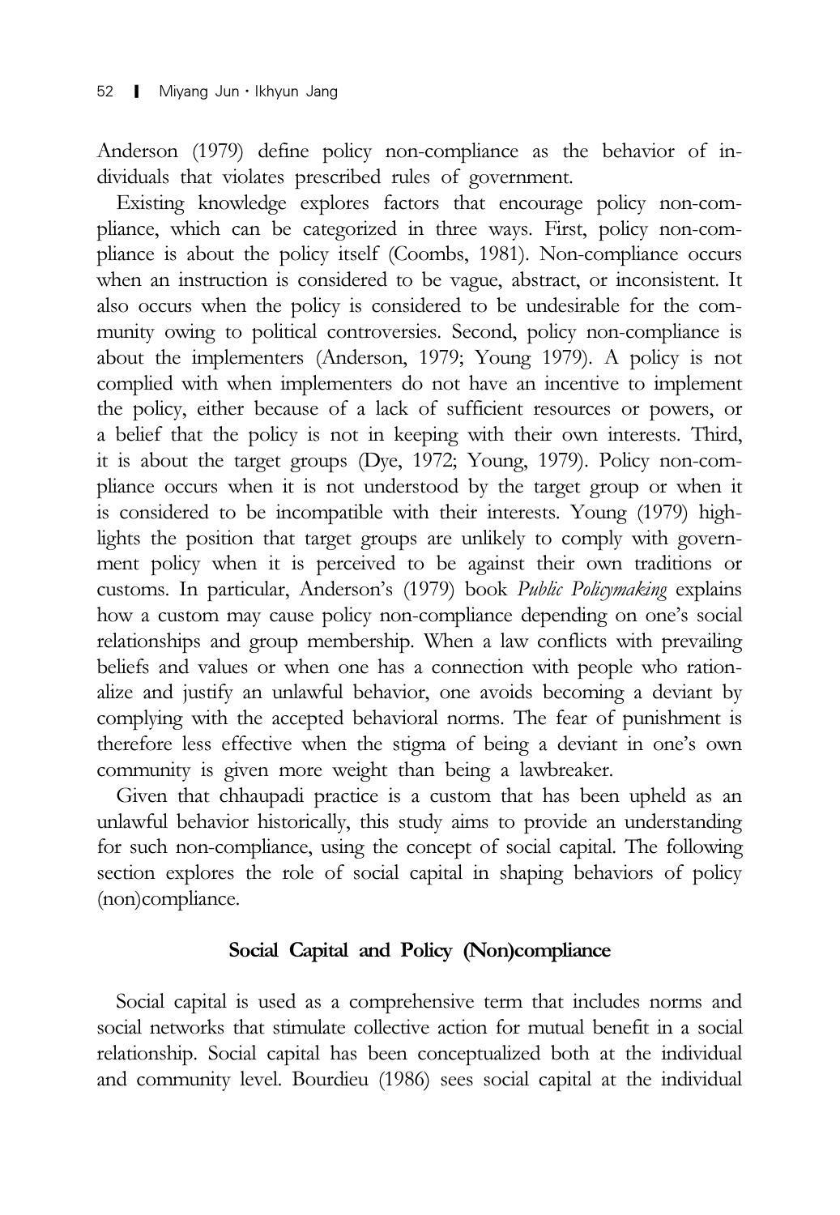Anderson (1979) define policy non-compliance as the behavior of individuals that violates prescribed rules of government.

Existing knowledge explores factors that encourage policy non-compliance, which can be categorized in three ways. First, policy non-compliance is about the policy itself (Coombs, 1981). Non-compliance occurs when an instruction is considered to be vague, abstract, or inconsistent. It also occurs when the policy is considered to be undesirable for the community owing to political controversies. Second, policy non-compliance is about the implementers (Anderson, 1979; Young 1979). A policy is not complied with when implementers do not have an incentive to implement the policy, either because of a lack of sufficient resources or powers, or a belief that the policy is not in keeping with their own interests. Third, it is about the target groups (Dye, 1972; Young, 1979). Policy non-compliance occurs when it is not understood by the target group or when it is considered to be incompatible with their interests. Young (1979) highlights the position that target groups are unlikely to comply with government policy when it is perceived to be against their own traditions or customs. In particular, Anderson's (1979) book *Public Policymaking* explains how a custom may cause policy non-compliance depending on one's social relationships and group membership. When a law conflicts with prevailing beliefs and values or when one has a connection with people who rationalize and justify an unlawful behavior, one avoids becoming a deviant by complying with the accepted behavioral norms. The fear of punishment is therefore less effective when the stigma of being a deviant in one's own community is given more weight than being a lawbreaker.

Given that chhaupadi practice is a custom that has been upheld as an unlawful behavior historically, this study aims to provide an understanding for such non-compliance, using the concept of social capital. The following section explores the role of social capital in shaping behaviors of policy (non)compliance.

## Social Capital and Policy (Non)compliance

Social capital is used as a comprehensive term that includes norms and social networks that stimulate collective action for mutual benefit in a social relationship. Social capital has been conceptualized both at the individual and community level. Bourdieu (1986) sees social capital at the individual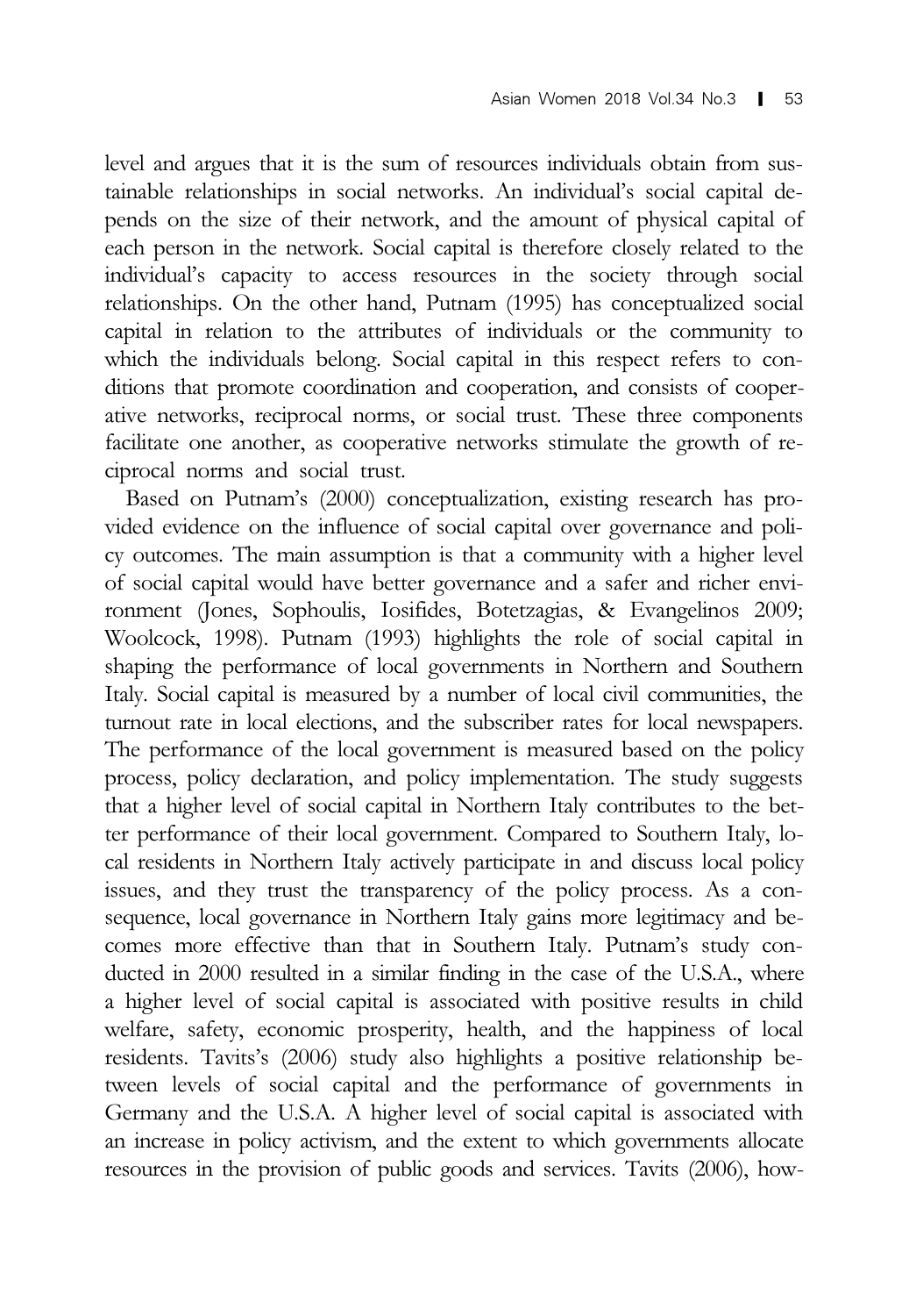level and argues that it is the sum of resources individuals obtain from sustainable relationships in social networks. An individual's social capital depends on the size of their network, and the amount of physical capital of each person in the network. Social capital is therefore closely related to the individual's capacity to access resources in the society through social relationships. On the other hand, Putnam (1995) has conceptualized social capital in relation to the attributes of individuals or the community to which the individuals belong. Social capital in this respect refers to conditions that promote coordination and cooperation, and consists of cooperative networks, reciprocal norms, or social trust. These three components facilitate one another, as cooperative networks stimulate the growth of reciprocal norms and social trust.

Based on Putnam's (2000) conceptualization, existing research has provided evidence on the influence of social capital over governance and policy outcomes. The main assumption is that a community with a higher level of social capital would have better governance and a safer and richer environment (Jones, Sophoulis, Iosifides, Botetzagias, & Evangelinos 2009; Woolcock, 1998). Putnam (1993) highlights the role of social capital in shaping the performance of local governments in Northern and Southern Italy. Social capital is measured by a number of local civil communities, the turnout rate in local elections, and the subscriber rates for local newspapers. The performance of the local government is measured based on the policy process, policy declaration, and policy implementation. The study suggests that a higher level of social capital in Northern Italy contributes to the better performance of their local government. Compared to Southern Italy, local residents in Northern Italy actively participate in and discuss local policy issues, and they trust the transparency of the policy process. As a consequence, local governance in Northern Italy gains more legitimacy and becomes more effective than that in Southern Italy. Putnam's study conducted in 2000 resulted in a similar finding in the case of the U.S.A., where a higher level of social capital is associated with positive results in child welfare, safety, economic prosperity, health, and the happiness of local residents. Tavits's (2006) study also highlights a positive relationship between levels of social capital and the performance of governments in Germany and the U.S.A. A higher level of social capital is associated with an increase in policy activism, and the extent to which governments allocate resources in the provision of public goods and services. Tavits (2006), how-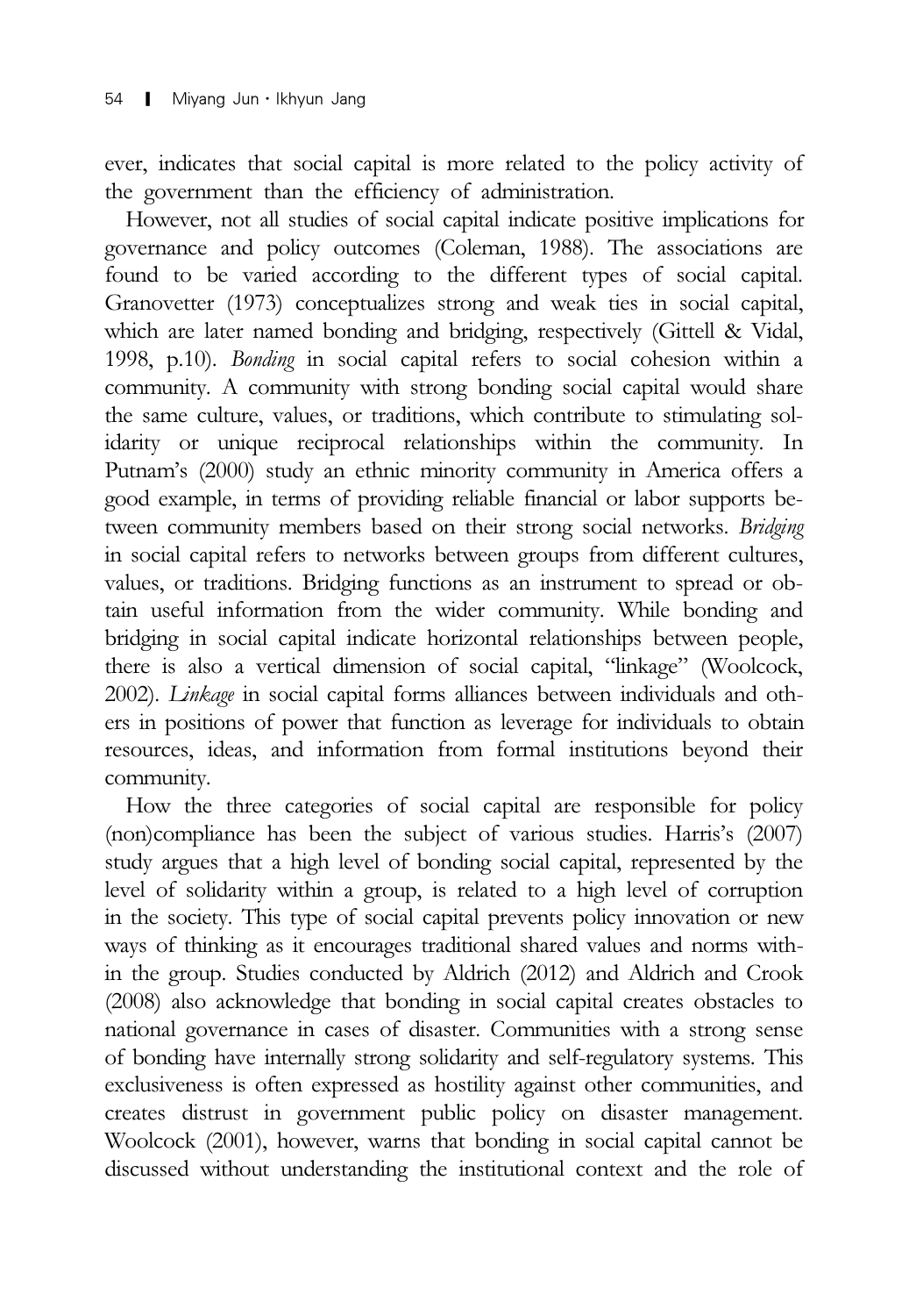ever, indicates that social capital is more related to the policy activity of the government than the efficiency of administration.

However, not all studies of social capital indicate positive implications for governance and policy outcomes (Coleman, 1988). The associations are found to be varied according to the different types of social capital. Granovetter (1973) conceptualizes strong and weak ties in social capital, which are later named bonding and bridging, respectively (Gittell & Vidal, 1998, p.10). *Bonding* in social capital refers to social cohesion within a community. A community with strong bonding social capital would share the same culture, values, or traditions, which contribute to stimulating solidarity or unique reciprocal relationships within the community. In Putnam's (2000) study an ethnic minority community in America offers a good example, in terms of providing reliable financial or labor supports between community members based on their strong social networks. *Bridging* in social capital refers to networks between groups from different cultures, values, or traditions. Bridging functions as an instrument to spread or obtain useful information from the wider community. While bonding and bridging in social capital indicate horizontal relationships between people, there is also a vertical dimension of social capital, "linkage" (Woolcock, 2002). *Linkage* in social capital forms alliances between individuals and others in positions of power that function as leverage for individuals to obtain resources, ideas, and information from formal institutions beyond their community.

How the three categories of social capital are responsible for policy (non)compliance has been the subject of various studies. Harris's (2007) study argues that a high level of bonding social capital, represented by the level of solidarity within a group, is related to a high level of corruption in the society. This type of social capital prevents policy innovation or new ways of thinking as it encourages traditional shared values and norms within the group. Studies conducted by Aldrich (2012) and Aldrich and Crook (2008) also acknowledge that bonding in social capital creates obstacles to national governance in cases of disaster. Communities with a strong sense of bonding have internally strong solidarity and self-regulatory systems. This exclusiveness is often expressed as hostility against other communities, and creates distrust in government public policy on disaster management. Woolcock (2001), however, warns that bonding in social capital cannot be discussed without understanding the institutional context and the role of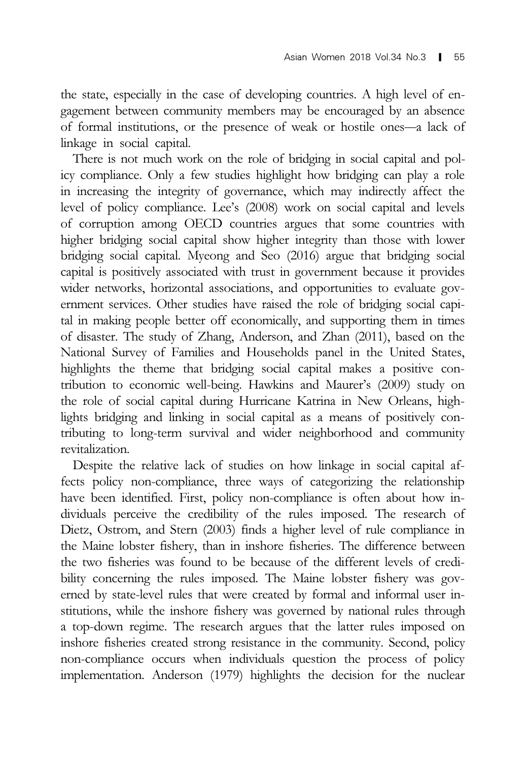the state, especially in the case of developing countries. A high level of engagement between community members may be encouraged by an absence of formal institutions, or the presence of weak or hostile ones—a lack of linkage in social capital.

There is not much work on the role of bridging in social capital and policy compliance. Only a few studies highlight how bridging can play a role in increasing the integrity of governance, which may indirectly affect the level of policy compliance. Lee's (2008) work on social capital and levels of corruption among OECD countries argues that some countries with higher bridging social capital show higher integrity than those with lower bridging social capital. Myeong and Seo (2016) argue that bridging social capital is positively associated with trust in government because it provides wider networks, horizontal associations, and opportunities to evaluate government services. Other studies have raised the role of bridging social capital in making people better off economically, and supporting them in times of disaster. The study of Zhang, Anderson, and Zhan (2011), based on the National Survey of Families and Households panel in the United States, highlights the theme that bridging social capital makes a positive contribution to economic well-being. Hawkins and Maurer's (2009) study on the role of social capital during Hurricane Katrina in New Orleans, highlights bridging and linking in social capital as a means of positively contributing to long-term survival and wider neighborhood and community revitalization.

Despite the relative lack of studies on how linkage in social capital affects policy non-compliance, three ways of categorizing the relationship have been identified. First, policy non-compliance is often about how individuals perceive the credibility of the rules imposed. The research of Dietz, Ostrom, and Stern (2003) finds a higher level of rule compliance in the Maine lobster fishery, than in inshore fisheries. The difference between the two fisheries was found to be because of the different levels of credibility concerning the rules imposed. The Maine lobster fishery was governed by state-level rules that were created by formal and informal user institutions, while the inshore fishery was governed by national rules through a top-down regime. The research argues that the latter rules imposed on inshore fisheries created strong resistance in the community. Second, policy non-compliance occurs when individuals question the process of policy implementation. Anderson (1979) highlights the decision for the nuclear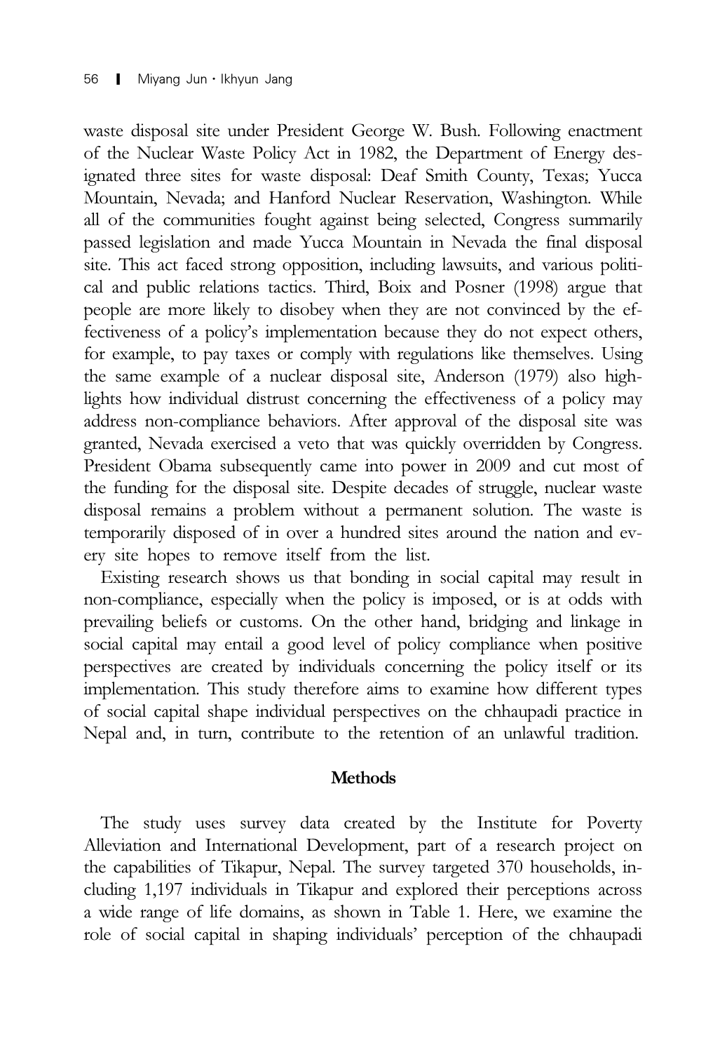waste disposal site under President George W. Bush. Following enactment of the Nuclear Waste Policy Act in 1982, the Department of Energy designated three sites for waste disposal: Deaf Smith County, Texas; Yucca Mountain, Nevada; and Hanford Nuclear Reservation, Washington. While all of the communities fought against being selected, Congress summarily passed legislation and made Yucca Mountain in Nevada the final disposal site. This act faced strong opposition, including lawsuits, and various political and public relations tactics. Third, Boix and Posner (1998) argue that people are more likely to disobey when they are not convinced by the effectiveness of a policy's implementation because they do not expect others, for example, to pay taxes or comply with regulations like themselves. Using the same example of a nuclear disposal site, Anderson (1979) also highlights how individual distrust concerning the effectiveness of a policy may address non-compliance behaviors. After approval of the disposal site was granted, Nevada exercised a veto that was quickly overridden by Congress. President Obama subsequently came into power in 2009 and cut most of the funding for the disposal site. Despite decades of struggle, nuclear waste disposal remains a problem without a permanent solution. The waste is temporarily disposed of in over a hundred sites around the nation and every site hopes to remove itself from the list.

Existing research shows us that bonding in social capital may result in non-compliance, especially when the policy is imposed, or is at odds with prevailing beliefs or customs. On the other hand, bridging and linkage in social capital may entail a good level of policy compliance when positive perspectives are created by individuals concerning the policy itself or its implementation. This study therefore aims to examine how different types of social capital shape individual perspectives on the chhaupadi practice in Nepal and, in turn, contribute to the retention of an unlawful tradition.

## Methods

The study uses survey data created by the Institute for Poverty Alleviation and International Development, part of a research project on the capabilities of Tikapur, Nepal. The survey targeted 370 households, including 1,197 individuals in Tikapur and explored their perceptions across a wide range of life domains, as shown in Table 1. Here, we examine the role of social capital in shaping individuals' perception of the chhaupadi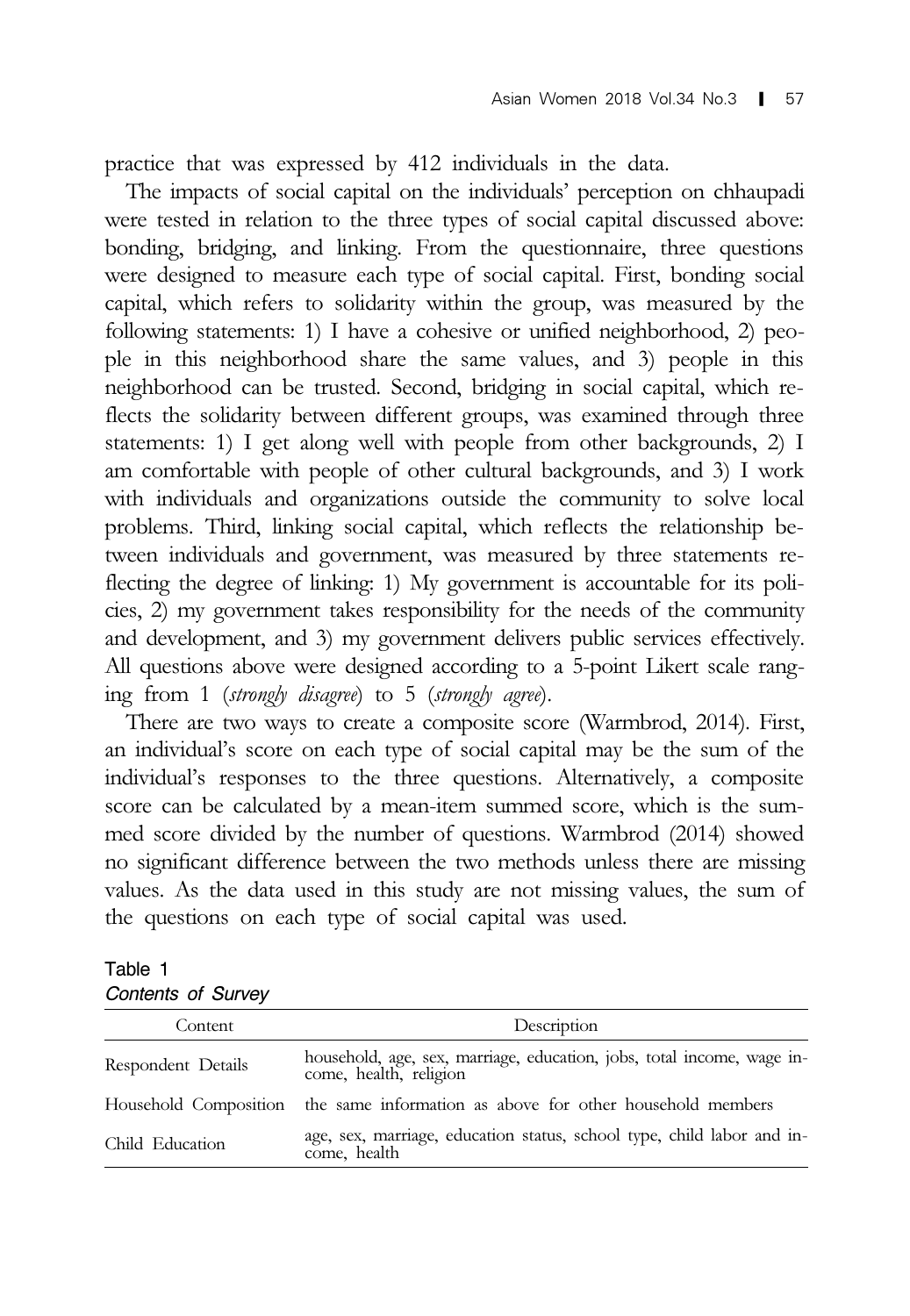practice that was expressed by 412 individuals in the data.

The impacts of social capital on the individuals' perception on chhaupadi were tested in relation to the three types of social capital discussed above: bonding, bridging, and linking. From the questionnaire, three questions were designed to measure each type of social capital. First, bonding social capital, which refers to solidarity within the group, was measured by the following statements: 1) I have a cohesive or unified neighborhood, 2) people in this neighborhood share the same values, and 3) people in this neighborhood can be trusted. Second, bridging in social capital, which reflects the solidarity between different groups, was examined through three statements: 1) I get along well with people from other backgrounds, 2) I am comfortable with people of other cultural backgrounds, and 3) I work with individuals and organizations outside the community to solve local problems. Third, linking social capital, which reflects the relationship between individuals and government, was measured by three statements reflecting the degree of linking: 1) My government is accountable for its policies, 2) my government takes responsibility for the needs of the community and development, and 3) my government delivers public services effectively. All questions above were designed according to a 5-point Likert scale ranging from 1 (*strongly disagree*) to 5 (*strongly agree*).

There are two ways to create a composite score (Warmbrod, 2014). First, an individual's score on each type of social capital may be the sum of the individual's responses to the three questions. Alternatively, a composite score can be calculated by a mean-item summed score, which is the summed score divided by the number of questions. Warmbrod (2014) showed no significant difference between the two methods unless there are missing values. As the data used in this study are not missing values, the sum of the questions on each type of social capital was used.

Table 1
*Contents of Survey*

| Content | Description |
| --- | --- |
| Respondent Details | household, age, sex, marriage, education, jobs, total income, wage income, health, religion |
| Household Composition | the same information as above for other household members |
| Child Education | age, sex, marriage, education status, school type, child labor and income, health |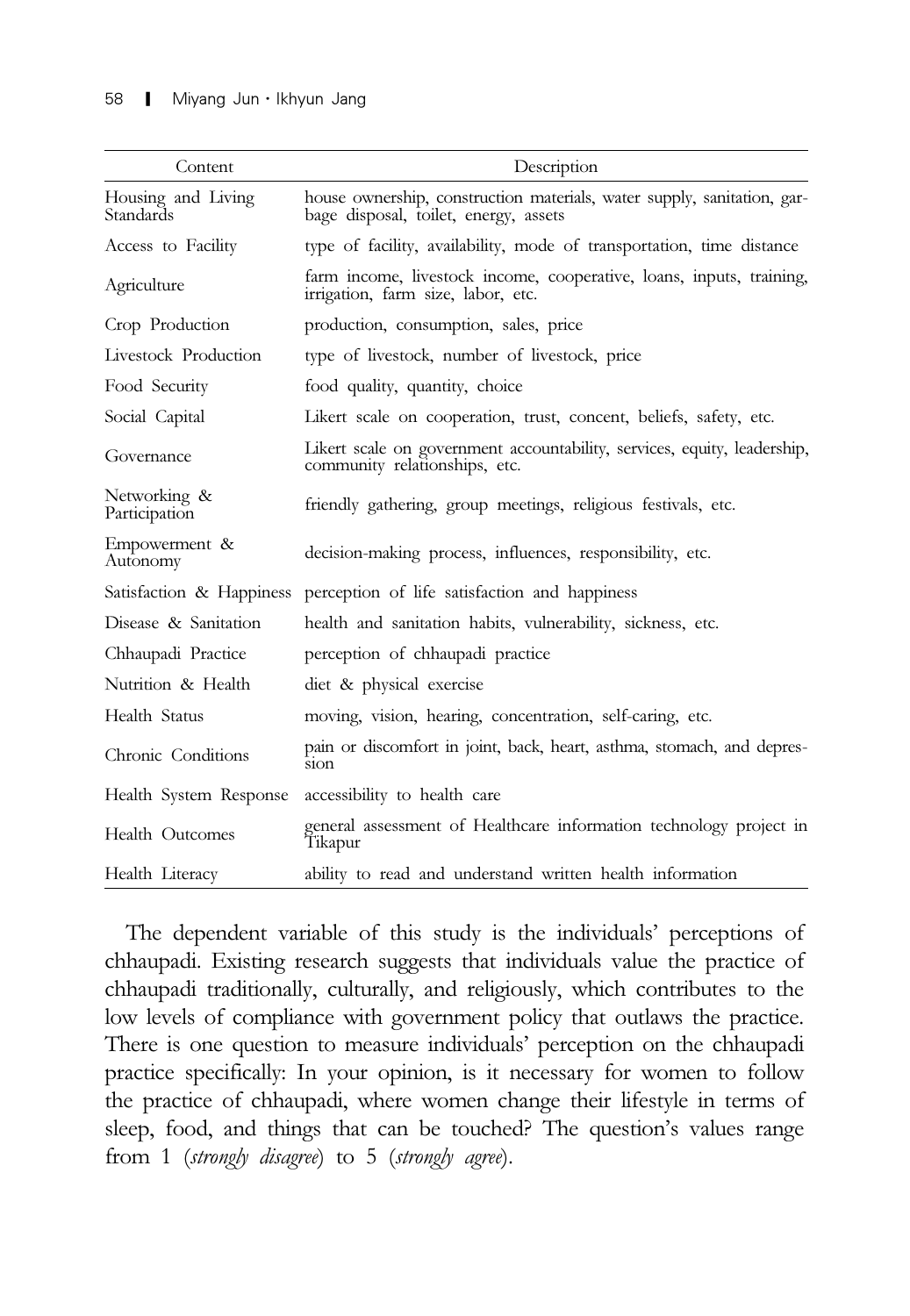| Content | Description |
|---|---|
| Housing and Living Standards | house ownership, construction materials, water supply, sanitation, garbage disposal, toilet, energy, assets |
| Access to Facility | type of facility, availability, mode of transportation, time distance |
| Agriculture | farm income, livestock income, cooperative, loans, inputs, training, irrigation, farm size, labor, etc. |
| Crop Production | production, consumption, sales, price |
| Livestock Production | type of livestock, number of livestock, price |
| Food Security | food quality, quantity, choice |
| Social Capital | Likert scale on cooperation, trust, concent, beliefs, safety, etc. |
| Governance | Likert scale on government accountability, services, equity, leadership, community relationships, etc. |
| Networking & Participation | friendly gathering, group meetings, religious festivals, etc. |
| Empowerment & Autonomy | decision-making process, influences, responsibility, etc. |
| Satisfaction & Happiness | perception of life satisfaction and happiness |
| Disease & Sanitation | health and sanitation habits, vulnerability, sickness, etc. |
| Chhaupadi Practice | perception of chhaupadi practice |
| Nutrition & Health | diet & physical exercise |
| Health Status | moving, vision, hearing, concentration, self-caring, etc. |
| Chronic Conditions | pain or discomfort in joint, back, heart, asthma, stomach, and depression |
| Health System Response | accessibility to health care |
| Health Outcomes | general assessment of Healthcare information technology project in Tikapur |
| Health Literacy | ability to read and understand written health information |

The dependent variable of this study is the individuals' perceptions of chhaupadi. Existing research suggests that individuals value the practice of chhaupadi traditionally, culturally, and religiously, which contributes to the low levels of compliance with government policy that outlaws the practice. There is one question to measure individuals' perception on the chhaupadi practice specifically: In your opinion, is it necessary for women to follow the practice of chhaupadi, where women change their lifestyle in terms of sleep, food, and things that can be touched? The question's values range from 1 (*strongly disagree*) to 5 (*strongly agree*).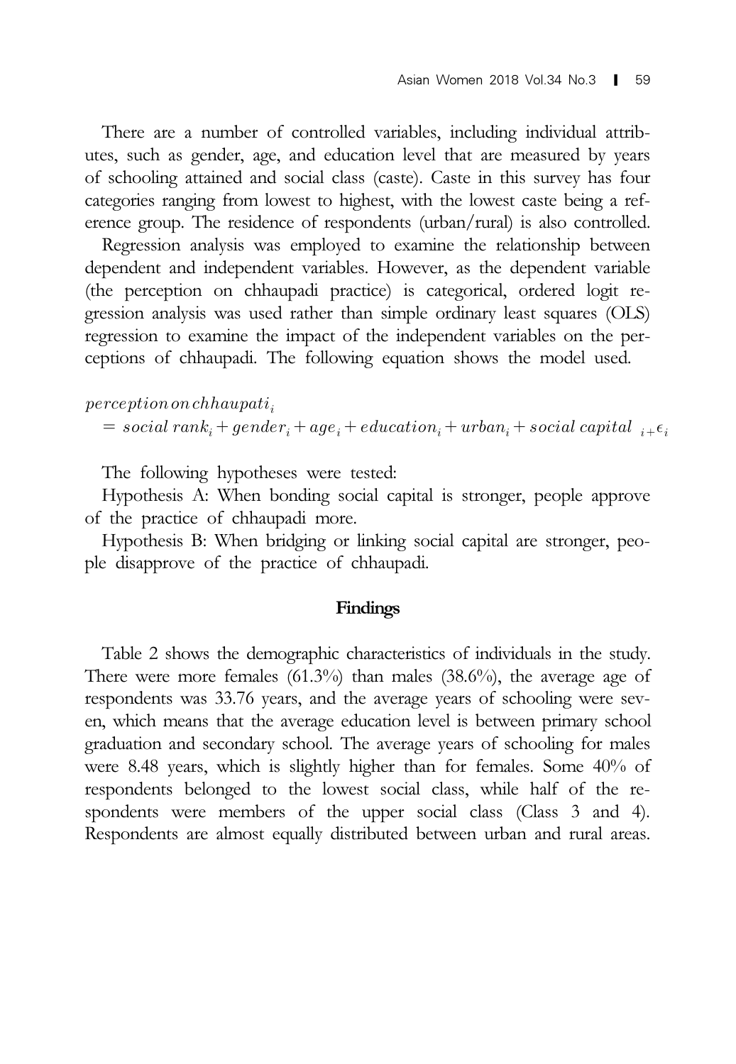There are a number of controlled variables, including individual attributes, such as gender, age, and education level that are measured by years of schooling attained and social class (caste). Caste in this survey has four categories ranging from lowest to highest, with the lowest caste being a reference group. The residence of respondents (urban/rural) is also controlled.

Regression analysis was employed to examine the relationship between dependent and independent variables. However, as the dependent variable (the perception on chhaupadi practice) is categorical, ordered logit regression analysis was used rather than simple ordinary least squares (OLS) regression to examine the impact of the independent variables on the perceptions of chhaupadi. The following equation shows the model used.

$$perception\,on\,chhaupati_i = social\,rank_i + gender_i + age_i + education_i + urban_i + social\,capital_{\ i+}\epsilon_i$$

The following hypotheses were tested:

Hypothesis A: When bonding social capital is stronger, people approve of the practice of chhaupadi more.

Hypothesis B: When bridging or linking social capital are stronger, people disapprove of the practice of chhaupadi.

## Findings

Table 2 shows the demographic characteristics of individuals in the study. There were more females (61.3%) than males (38.6%), the average age of respondents was 33.76 years, and the average years of schooling were seven, which means that the average education level is between primary school graduation and secondary school. The average years of schooling for males were 8.48 years, which is slightly higher than for females. Some 40% of respondents belonged to the lowest social class, while half of the respondents were members of the upper social class (Class 3 and 4). Respondents are almost equally distributed between urban and rural areas.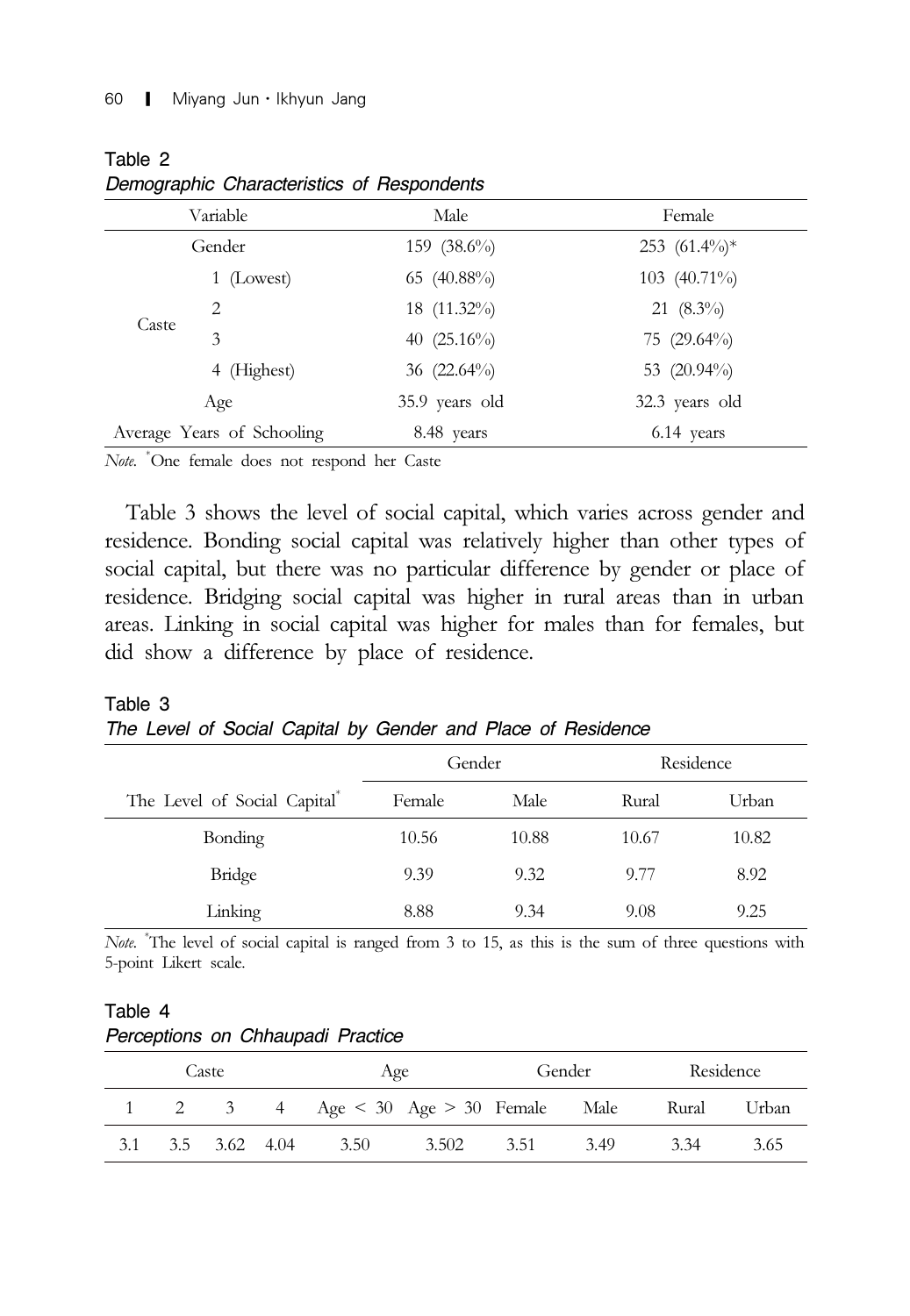Table 2

*Demographic Characteristics of Respondents*

| Variable | | Male | Female |
|---|---|---|---|
| Gender | | 159 (38.6%) | 253 (61.4%)* |
| Caste | 1 (Lowest) | 65 (40.88%) | 103 (40.71%) |
| | 2 | 18 (11.32%) | 21 (8.3%) |
| | 3 | 40 (25.16%) | 75 (29.64%) |
| | 4 (Highest) | 36 (22.64%) | 53 (20.94%) |
| Age | | 35.9 years old | 32.3 years old |
| Average Years of Schooling | | 8.48 years | 6.14 years |

*Note.* *One female does not respond her Caste

Table 3 shows the level of social capital, which varies across gender and residence. Bonding social capital was relatively higher than other types of social capital, but there was no particular difference by gender or place of residence. Bridging social capital was higher in rural areas than in urban areas. Linking in social capital was higher for males than for females, but did show a difference by place of residence.

Table 3

*The Level of Social Capital by Gender and Place of Residence*

| | Gender | | Residence | |
|---|---|---|---|---|
| The Level of Social Capital* | Female | Male | Rural | Urban |
| Bonding | 10.56 | 10.88 | 10.67 | 10.82 |
| Bridge | 9.39 | 9.32 | 9.77 | 8.92 |
| Linking | 8.88 | 9.34 | 9.08 | 9.25 |

*Note.* *The level of social capital is ranged from 3 to 15, as this is the sum of three questions with 5-point Likert scale.

Table 4

*Perceptions on Chhaupadi Practice*

| Caste | | | | Age | | Gender | | Residence | |
|---|---|---|---|---|---|---|---|---|---|
| 1 | 2 | 3 | 4 | Age < 30 | Age > 30 | Female | Male | Rural | Urban |
| 3.1 | 3.5 | 3.62 | 4.04 | 3.50 | 3.502 | 3.51 | 3.49 | 3.34 | 3.65 |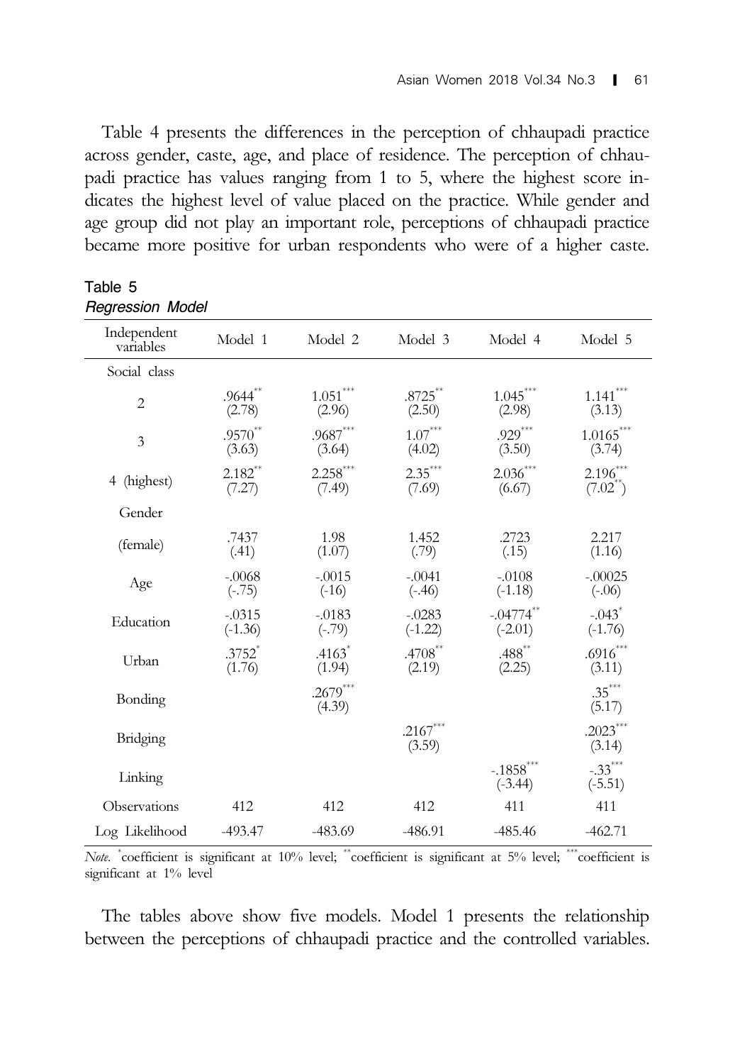Table 4 presents the differences in the perception of chhaupadi practice across gender, caste, age, and place of residence. The perception of chhaupadi practice has values ranging from 1 to 5, where the highest score indicates the highest level of value placed on the practice. While gender and age group did not play an important role, perceptions of chhaupadi practice became more positive for urban respondents who were of a higher caste.

Table 5
*Regression Model*

| Independent variables | Model 1 | Model 2 | Model 3 | Model 4 | Model 5 |
|---|---|---|---|---|---|
| Social class | | | | | |
| 2 | .9644** (2.78) | 1.051*** (2.96) | .8725** (2.50) | 1.045*** (2.98) | 1.141*** (3.13) |
| 3 | .9570** (3.63) | .9687*** (3.64) | 1.07*** (4.02) | .929*** (3.50) | 1.0165*** (3.74) |
| 4 (highest) | 2.182** (7.27) | 2.258*** (7.49) | 2.35*** (7.69) | 2.036*** (6.67) | 2.196*** (7.02**) |
| Gender | | | | | |
| (female) | .7437 (.41) | 1.98 (1.07) | 1.452 (.79) | .2723 (.15) | 2.217 (1.16) |
| Age | -.0068 (-.75) | -.0015 (-16) | -.0041 (-.46) | -.0108 (-1.18) | -.00025 (-.06) |
| Education | -.0315 (-1.36) | -.0183 (-.79) | -.0283 (-1.22) | -.04774** (-2.01) | -.043* (-1.76) |
| Urban | .3752* (1.76) | .4163* (1.94) | .4708** (2.19) | .488** (2.25) | .6916*** (3.11) |
| Bonding | | .2679*** (4.39) | | | .35*** (5.17) |
| Bridging | | | .2167*** (3.59) | | .2023*** (3.14) |
| Linking | | | | -.1858*** (-3.44) | -.33*** (-5.51) |
| Observations | 412 | 412 | 412 | 411 | 411 |
| Log Likelihood | -493.47 | -483.69 | -486.91 | -485.46 | -462.71 |

*Note*. *coefficient is significant at 10% level; **coefficient is significant at 5% level; ***coefficient is significant at 1% level

The tables above show five models. Model 1 presents the relationship between the perceptions of chhaupadi practice and the controlled variables.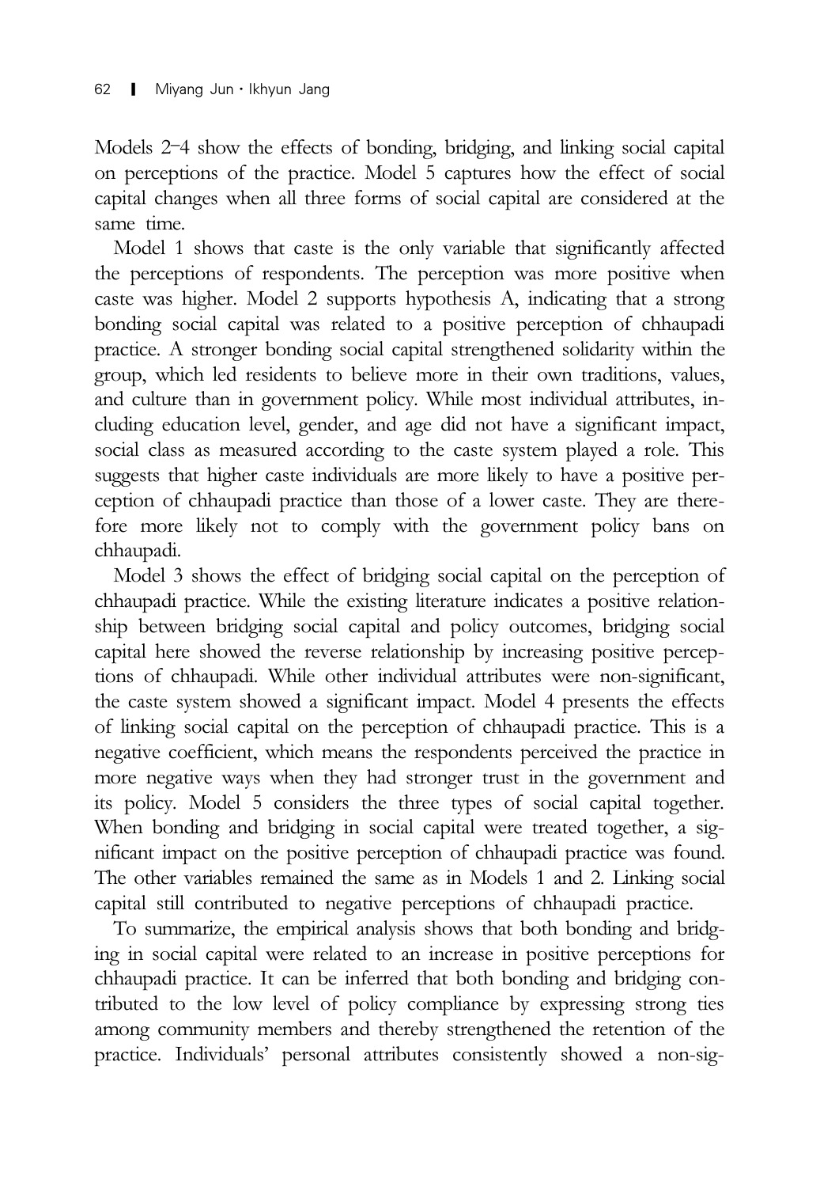Models 2–4 show the effects of bonding, bridging, and linking social capital on perceptions of the practice. Model 5 captures how the effect of social capital changes when all three forms of social capital are considered at the same time.

Model 1 shows that caste is the only variable that significantly affected the perceptions of respondents. The perception was more positive when caste was higher. Model 2 supports hypothesis A, indicating that a strong bonding social capital was related to a positive perception of chhaupadi practice. A stronger bonding social capital strengthened solidarity within the group, which led residents to believe more in their own traditions, values, and culture than in government policy. While most individual attributes, including education level, gender, and age did not have a significant impact, social class as measured according to the caste system played a role. This suggests that higher caste individuals are more likely to have a positive perception of chhaupadi practice than those of a lower caste. They are therefore more likely not to comply with the government policy bans on chhaupadi.

Model 3 shows the effect of bridging social capital on the perception of chhaupadi practice. While the existing literature indicates a positive relationship between bridging social capital and policy outcomes, bridging social capital here showed the reverse relationship by increasing positive perceptions of chhaupadi. While other individual attributes were non-significant, the caste system showed a significant impact. Model 4 presents the effects of linking social capital on the perception of chhaupadi practice. This is a negative coefficient, which means the respondents perceived the practice in more negative ways when they had stronger trust in the government and its policy. Model 5 considers the three types of social capital together. When bonding and bridging in social capital were treated together, a significant impact on the positive perception of chhaupadi practice was found. The other variables remained the same as in Models 1 and 2. Linking social capital still contributed to negative perceptions of chhaupadi practice.

To summarize, the empirical analysis shows that both bonding and bridging in social capital were related to an increase in positive perceptions for chhaupadi practice. It can be inferred that both bonding and bridging contributed to the low level of policy compliance by expressing strong ties among community members and thereby strengthened the retention of the practice. Individuals' personal attributes consistently showed a non-sig-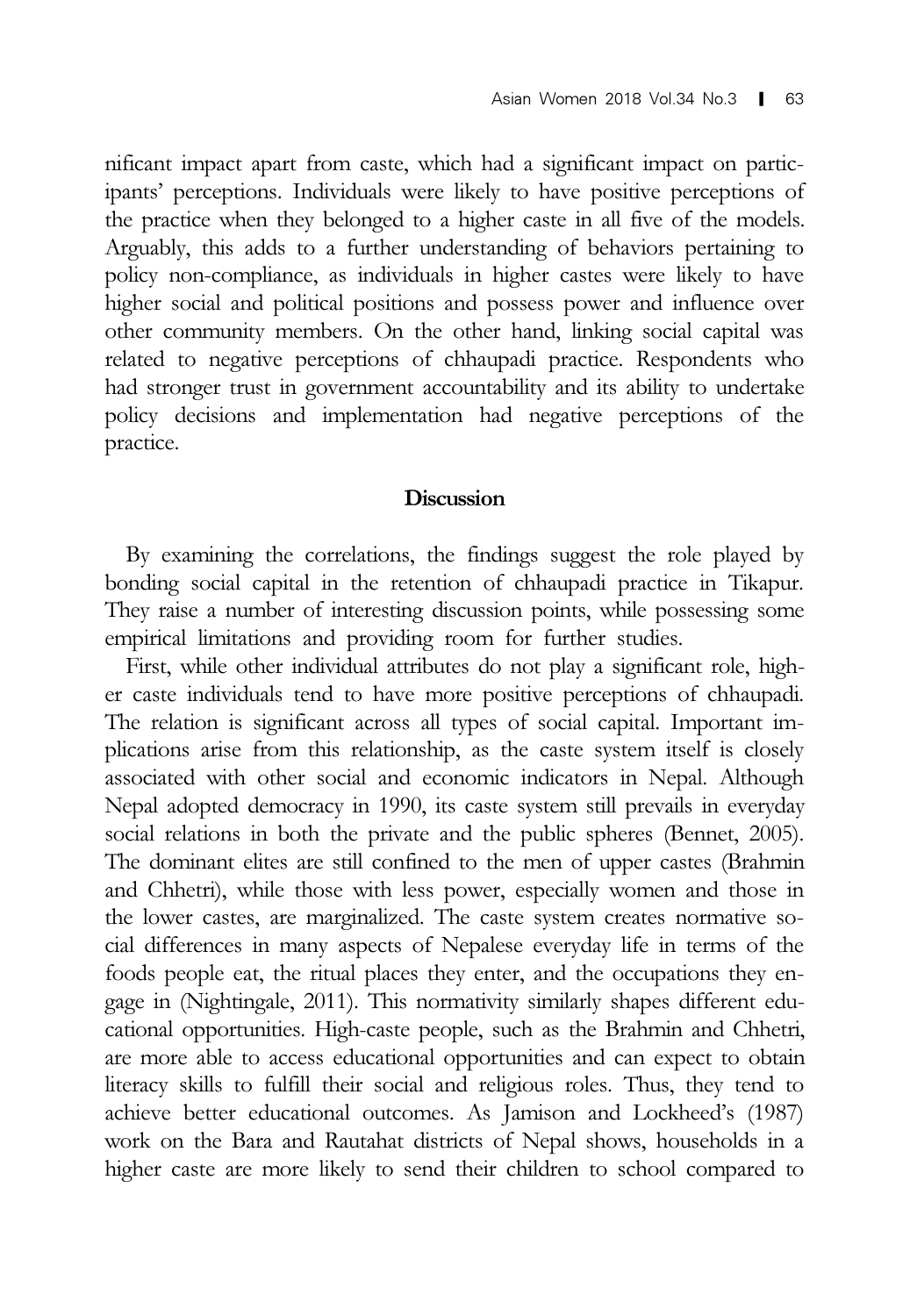nificant impact apart from caste, which had a significant impact on participants' perceptions. Individuals were likely to have positive perceptions of the practice when they belonged to a higher caste in all five of the models. Arguably, this adds to a further understanding of behaviors pertaining to policy non-compliance, as individuals in higher castes were likely to have higher social and political positions and possess power and influence over other community members. On the other hand, linking social capital was related to negative perceptions of chhaupadi practice. Respondents who had stronger trust in government accountability and its ability to undertake policy decisions and implementation had negative perceptions of the practice.

## Discussion

By examining the correlations, the findings suggest the role played by bonding social capital in the retention of chhaupadi practice in Tikapur. They raise a number of interesting discussion points, while possessing some empirical limitations and providing room for further studies.

First, while other individual attributes do not play a significant role, higher caste individuals tend to have more positive perceptions of chhaupadi. The relation is significant across all types of social capital. Important implications arise from this relationship, as the caste system itself is closely associated with other social and economic indicators in Nepal. Although Nepal adopted democracy in 1990, its caste system still prevails in everyday social relations in both the private and the public spheres (Bennet, 2005). The dominant elites are still confined to the men of upper castes (Brahmin and Chhetri), while those with less power, especially women and those in the lower castes, are marginalized. The caste system creates normative social differences in many aspects of Nepalese everyday life in terms of the foods people eat, the ritual places they enter, and the occupations they engage in (Nightingale, 2011). This normativity similarly shapes different educational opportunities. High-caste people, such as the Brahmin and Chhetri, are more able to access educational opportunities and can expect to obtain literacy skills to fulfill their social and religious roles. Thus, they tend to achieve better educational outcomes. As Jamison and Lockheed's (1987) work on the Bara and Rautahat districts of Nepal shows, households in a higher caste are more likely to send their children to school compared to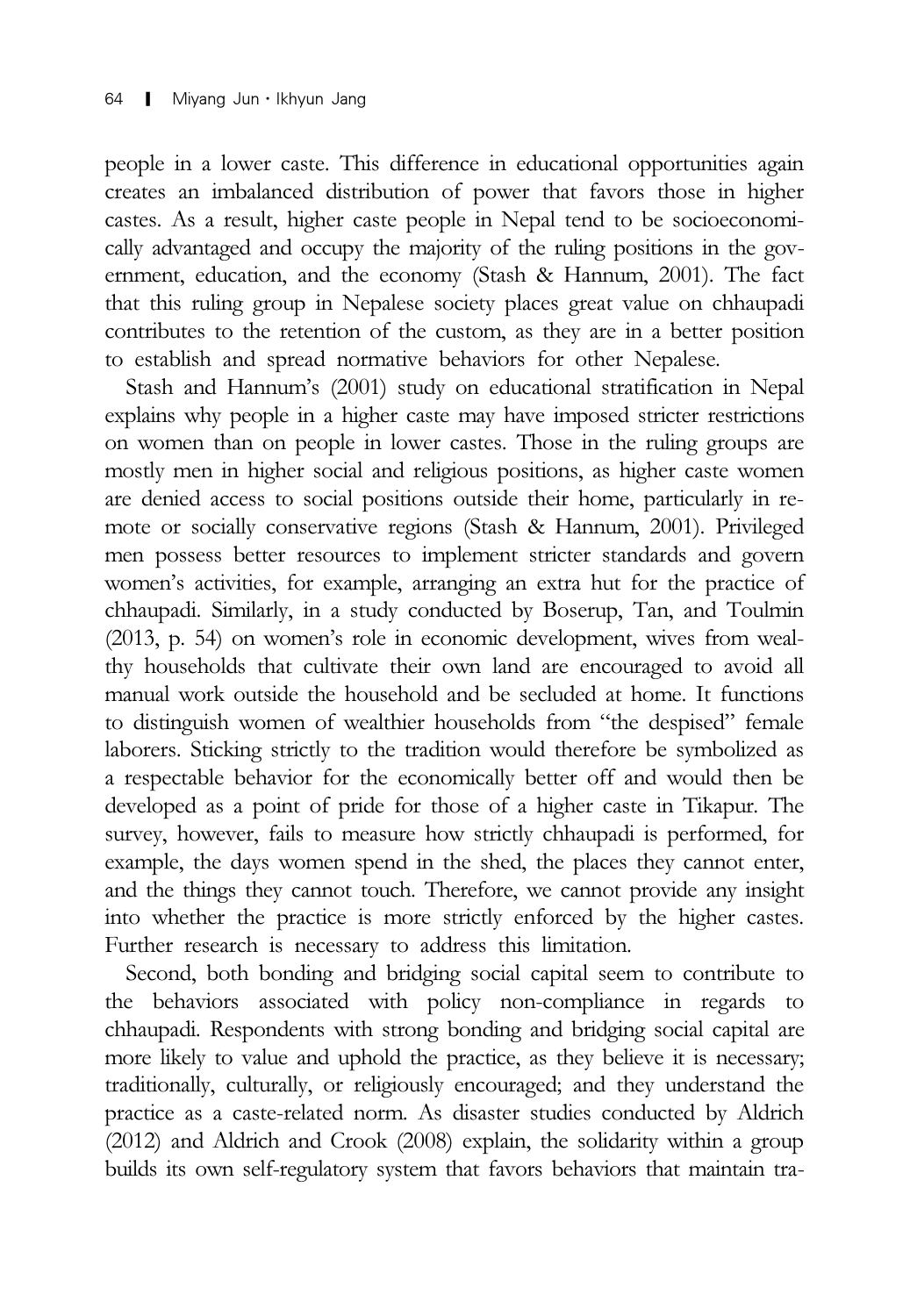people in a lower caste. This difference in educational opportunities again creates an imbalanced distribution of power that favors those in higher castes. As a result, higher caste people in Nepal tend to be socioeconomically advantaged and occupy the majority of the ruling positions in the government, education, and the economy (Stash & Hannum, 2001). The fact that this ruling group in Nepalese society places great value on chhaupadi contributes to the retention of the custom, as they are in a better position to establish and spread normative behaviors for other Nepalese.

Stash and Hannum's (2001) study on educational stratification in Nepal explains why people in a higher caste may have imposed stricter restrictions on women than on people in lower castes. Those in the ruling groups are mostly men in higher social and religious positions, as higher caste women are denied access to social positions outside their home, particularly in remote or socially conservative regions (Stash & Hannum, 2001). Privileged men possess better resources to implement stricter standards and govern women's activities, for example, arranging an extra hut for the practice of chhaupadi. Similarly, in a study conducted by Boserup, Tan, and Toulmin (2013, p. 54) on women's role in economic development, wives from wealthy households that cultivate their own land are encouraged to avoid all manual work outside the household and be secluded at home. It functions to distinguish women of wealthier households from "the despised" female laborers. Sticking strictly to the tradition would therefore be symbolized as a respectable behavior for the economically better off and would then be developed as a point of pride for those of a higher caste in Tikapur. The survey, however, fails to measure how strictly chhaupadi is performed, for example, the days women spend in the shed, the places they cannot enter, and the things they cannot touch. Therefore, we cannot provide any insight into whether the practice is more strictly enforced by the higher castes. Further research is necessary to address this limitation.

Second, both bonding and bridging social capital seem to contribute to the behaviors associated with policy non-compliance in regards to chhaupadi. Respondents with strong bonding and bridging social capital are more likely to value and uphold the practice, as they believe it is necessary; traditionally, culturally, or religiously encouraged; and they understand the practice as a caste-related norm. As disaster studies conducted by Aldrich (2012) and Aldrich and Crook (2008) explain, the solidarity within a group builds its own self-regulatory system that favors behaviors that maintain tra-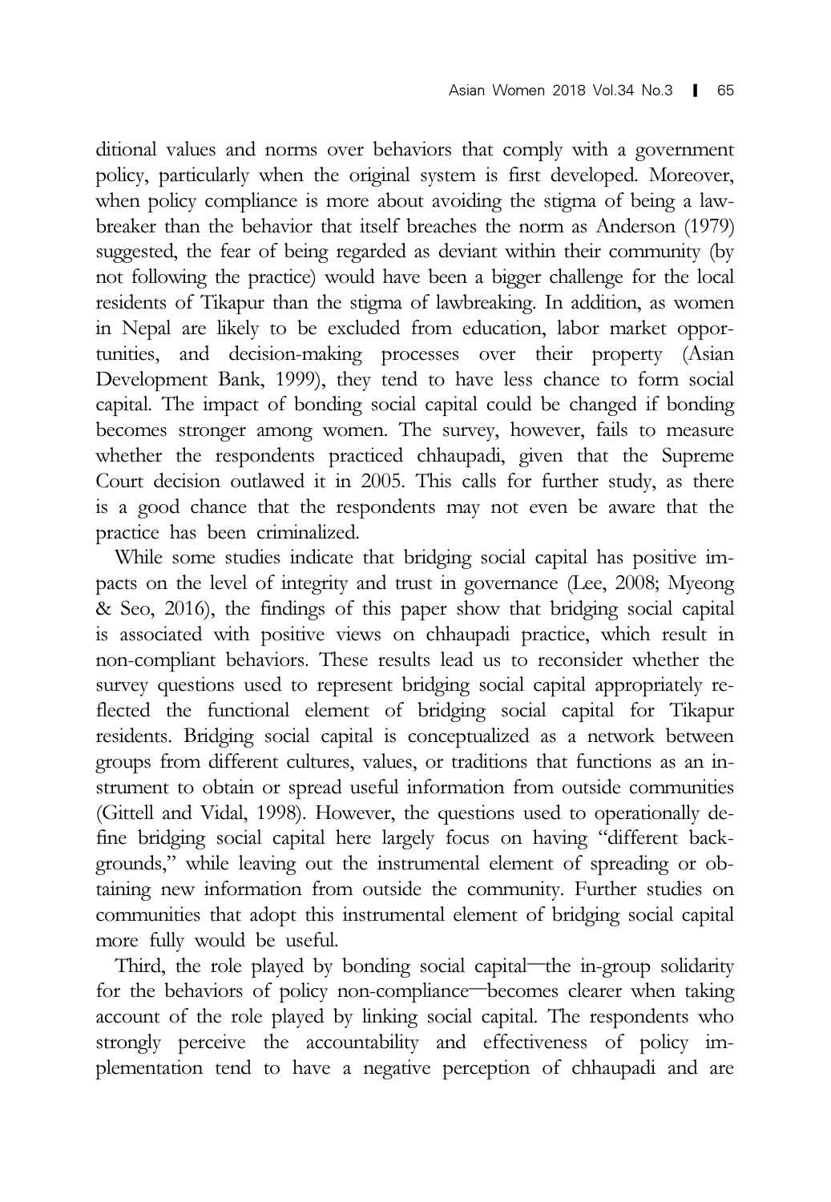ditional values and norms over behaviors that comply with a government policy, particularly when the original system is first developed. Moreover, when policy compliance is more about avoiding the stigma of being a lawbreaker than the behavior that itself breaches the norm as Anderson (1979) suggested, the fear of being regarded as deviant within their community (by not following the practice) would have been a bigger challenge for the local residents of Tikapur than the stigma of lawbreaking. In addition, as women in Nepal are likely to be excluded from education, labor market opportunities, and decision-making processes over their property (Asian Development Bank, 1999), they tend to have less chance to form social capital. The impact of bonding social capital could be changed if bonding becomes stronger among women. The survey, however, fails to measure whether the respondents practiced chhaupadi, given that the Supreme Court decision outlawed it in 2005. This calls for further study, as there is a good chance that the respondents may not even be aware that the practice has been criminalized.

While some studies indicate that bridging social capital has positive impacts on the level of integrity and trust in governance (Lee, 2008; Myeong & Seo, 2016), the findings of this paper show that bridging social capital is associated with positive views on chhaupadi practice, which result in non-compliant behaviors. These results lead us to reconsider whether the survey questions used to represent bridging social capital appropriately reflected the functional element of bridging social capital for Tikapur residents. Bridging social capital is conceptualized as a network between groups from different cultures, values, or traditions that functions as an instrument to obtain or spread useful information from outside communities (Gittell and Vidal, 1998). However, the questions used to operationally define bridging social capital here largely focus on having "different backgrounds," while leaving out the instrumental element of spreading or obtaining new information from outside the community. Further studies on communities that adopt this instrumental element of bridging social capital more fully would be useful.

Third, the role played by bonding social capital—the in-group solidarity for the behaviors of policy non-compliance—becomes clearer when taking account of the role played by linking social capital. The respondents who strongly perceive the accountability and effectiveness of policy implementation tend to have a negative perception of chhaupadi and are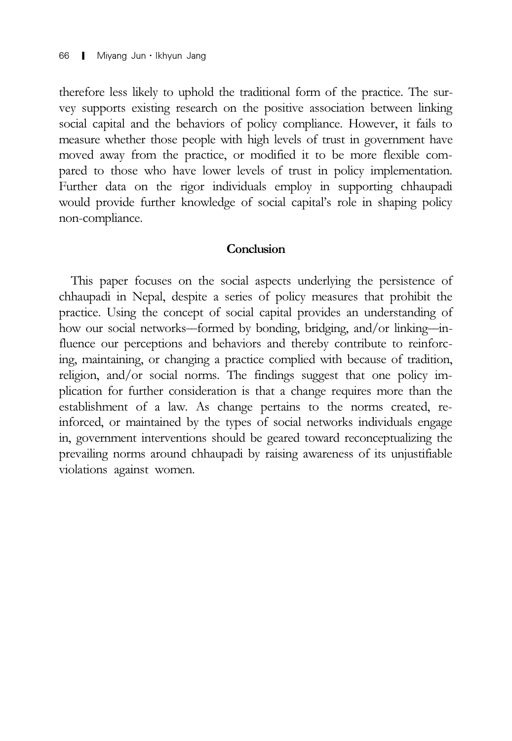therefore less likely to uphold the traditional form of the practice. The survey supports existing research on the positive association between linking social capital and the behaviors of policy compliance. However, it fails to measure whether those people with high levels of trust in government have moved away from the practice, or modified it to be more flexible compared to those who have lower levels of trust in policy implementation. Further data on the rigor individuals employ in supporting chhaupadi would provide further knowledge of social capital's role in shaping policy non-compliance.

## Conclusion

This paper focuses on the social aspects underlying the persistence of chhaupadi in Nepal, despite a series of policy measures that prohibit the practice. Using the concept of social capital provides an understanding of how our social networks—formed by bonding, bridging, and/or linking—influence our perceptions and behaviors and thereby contribute to reinforcing, maintaining, or changing a practice complied with because of tradition, religion, and/or social norms. The findings suggest that one policy implication for further consideration is that a change requires more than the establishment of a law. As change pertains to the norms created, reinforced, or maintained by the types of social networks individuals engage in, government interventions should be geared toward reconceptualizing the prevailing norms around chhaupadi by raising awareness of its unjustifiable violations against women.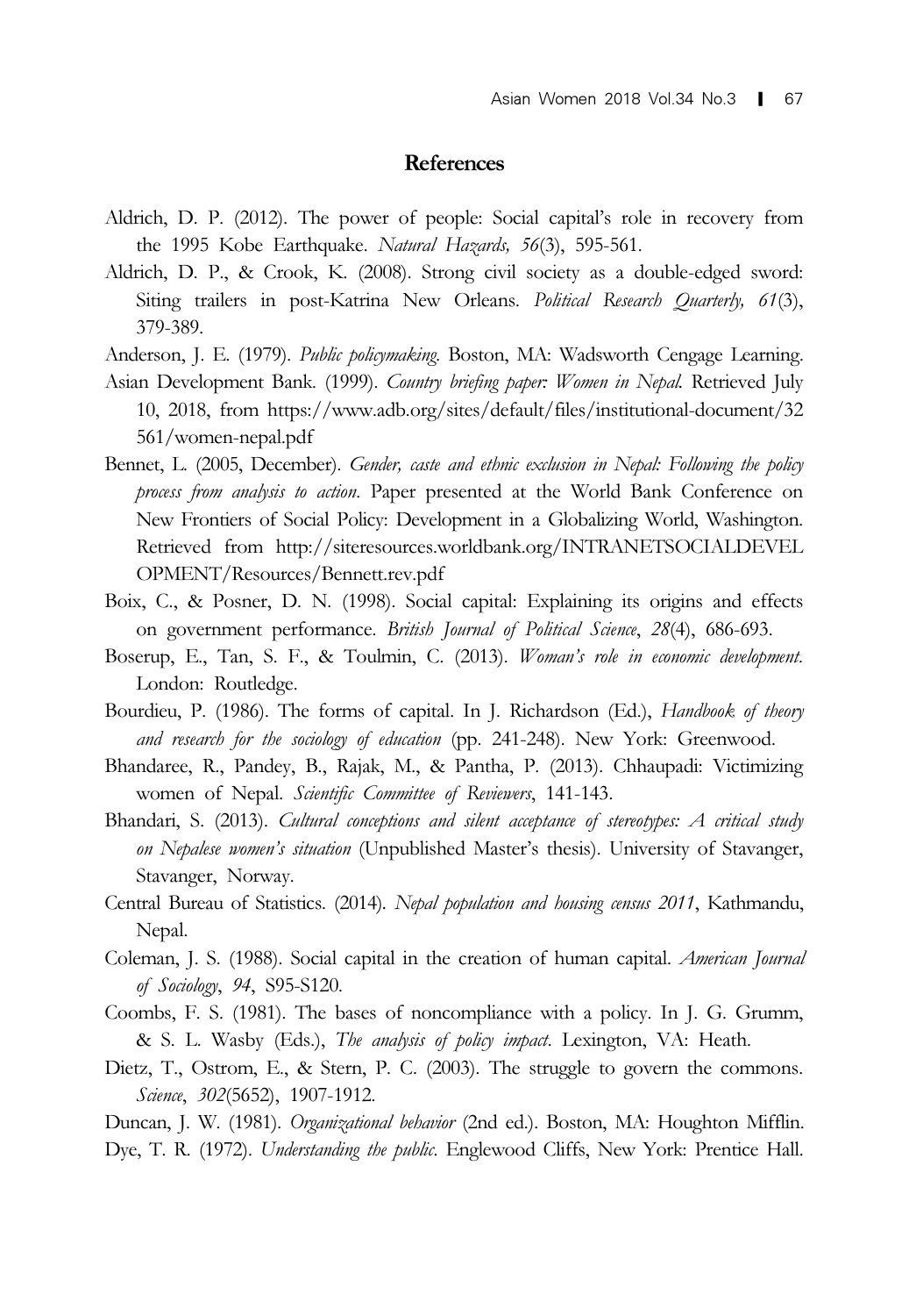## References

Aldrich, D. P. (2012). The power of people: Social capital's role in recovery from the 1995 Kobe Earthquake. *Natural Hazards, 56*(3), 595-561.

Aldrich, D. P., & Crook, K. (2008). Strong civil society as a double-edged sword: Siting trailers in post-Katrina New Orleans. *Political Research Quarterly, 61*(3), 379-389.

Anderson, J. E. (1979). *Public policymaking*. Boston, MA: Wadsworth Cengage Learning.

Asian Development Bank. (1999). *Country briefing paper: Women in Nepal*. Retrieved July 10, 2018, from https://www.adb.org/sites/default/files/institutional-document/32561/women-nepal.pdf

Bennet, L. (2005, December). *Gender, caste and ethnic exclusion in Nepal: Following the policy process from analysis to action*. Paper presented at the World Bank Conference on New Frontiers of Social Policy: Development in a Globalizing World, Washington. Retrieved from http://siteresources.worldbank.org/INTRANETSOCIALDEVELOPMENT/Resources/Bennett.rev.pdf

Boix, C., & Posner, D. N. (1998). Social capital: Explaining its origins and effects on government performance. *British Journal of Political Science*, *28*(4), 686-693.

Boserup, E., Tan, S. F., & Toulmin, C. (2013). *Woman's role in economic development*. London: Routledge.

Bourdieu, P. (1986). The forms of capital. In J. Richardson (Ed.), *Handbook of theory and research for the sociology of education* (pp. 241-248). New York: Greenwood.

Bhandaree, R., Pandey, B., Rajak, M., & Pantha, P. (2013). Chhaupadi: Victimizing women of Nepal. *Scientific Committee of Reviewers*, 141-143.

Bhandari, S. (2013). *Cultural conceptions and silent acceptance of stereotypes: A critical study on Nepalese women's situation* (Unpublished Master's thesis). University of Stavanger, Stavanger, Norway.

Central Bureau of Statistics. (2014). *Nepal population and housing census 2011*, Kathmandu, Nepal.

Coleman, J. S. (1988). Social capital in the creation of human capital. *American Journal of Sociology*, *94*, S95-S120.

Coombs, F. S. (1981). The bases of noncompliance with a policy. In J. G. Grumm, & S. L. Wasby (Eds.), *The analysis of policy impact*. Lexington, VA: Heath.

Dietz, T., Ostrom, E., & Stern, P. C. (2003). The struggle to govern the commons. *Science*, *302*(5652), 1907-1912.

Duncan, J. W. (1981). *Organizational behavior* (2nd ed.). Boston, MA: Houghton Mifflin.

Dye, T. R. (1972). *Understanding the public*. Englewood Cliffs, New York: Prentice Hall.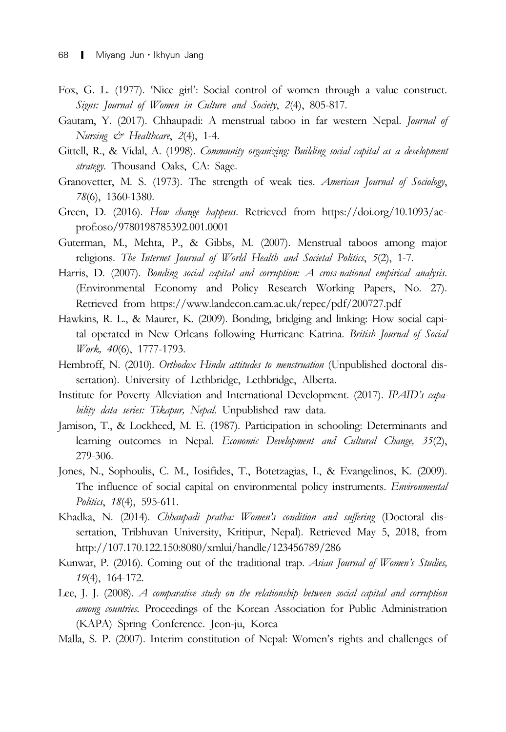Fox, G. L. (1977). 'Nice girl': Social control of women through a value construct. *Signs: Journal of Women in Culture and Society*, *2*(4), 805-817.

Gautam, Y. (2017). Chhaupadi: A menstrual taboo in far western Nepal. *Journal of Nursing & Healthcare*, *2*(4), 1-4.

Gittell, R., & Vidal, A. (1998). *Community organizing: Building social capital as a development strategy*. Thousand Oaks, CA: Sage.

Granovetter, M. S. (1973). The strength of weak ties. *American Journal of Sociology*, *78*(6), 1360-1380.

Green, D. (2016). *How change happens*. Retrieved from https://doi.org/10.1093/acprof:oso/9780198785392.001.0001

Guterman, M., Mehta, P., & Gibbs, M. (2007). Menstrual taboos among major religions. *The Internet Journal of World Health and Societal Politics*, *5*(2), 1-7.

Harris, D. (2007). *Bonding social capital and corruption: A cross-national empirical analysis*. (Environmental Economy and Policy Research Working Papers, No. 27). Retrieved from https://www.landecon.cam.ac.uk/repec/pdf/200727.pdf

Hawkins, R. L., & Maurer, K. (2009). Bonding, bridging and linking: How social capital operated in New Orleans following Hurricane Katrina. *British Journal of Social Work, 40*(6), 1777-1793.

Hembroff, N. (2010). *Orthodox Hindu attitudes to menstruation* (Unpublished doctoral dissertation). University of Lethbridge, Lethbridge, Alberta.

Institute for Poverty Alleviation and International Development. (2017). *IPAID's capability data series: Tikapur, Nepal*. Unpublished raw data.

Jamison, T., & Lockheed, M. E. (1987). Participation in schooling: Determinants and learning outcomes in Nepal. *Economic Development and Cultural Change, 35*(2), 279-306.

Jones, N., Sophoulis, C. M., Iosifides, T., Botetzagias, I., & Evangelinos, K. (2009). The influence of social capital on environmental policy instruments. *Environmental Politics*, *18*(4), 595-611.

Khadka, N. (2014). *Chhaupadi pratha: Women's condition and suffering* (Doctoral dissertation, Tribhuvan University, Kritipur, Nepal). Retrieved May 5, 2018, from http://107.170.122.150:8080/xmlui/handle/123456789/286

Kunwar, P. (2016). Coming out of the traditional trap. *Asian Journal of Women's Studies, 19*(4), 164-172.

Lee, J. J. (2008). *A comparative study on the relationship between social capital and corruption among countries*. Proceedings of the Korean Association for Public Administration (KAPA) Spring Conference. Jeon-ju, Korea

Malla, S. P. (2007). Interim constitution of Nepal: Women's rights and challenges of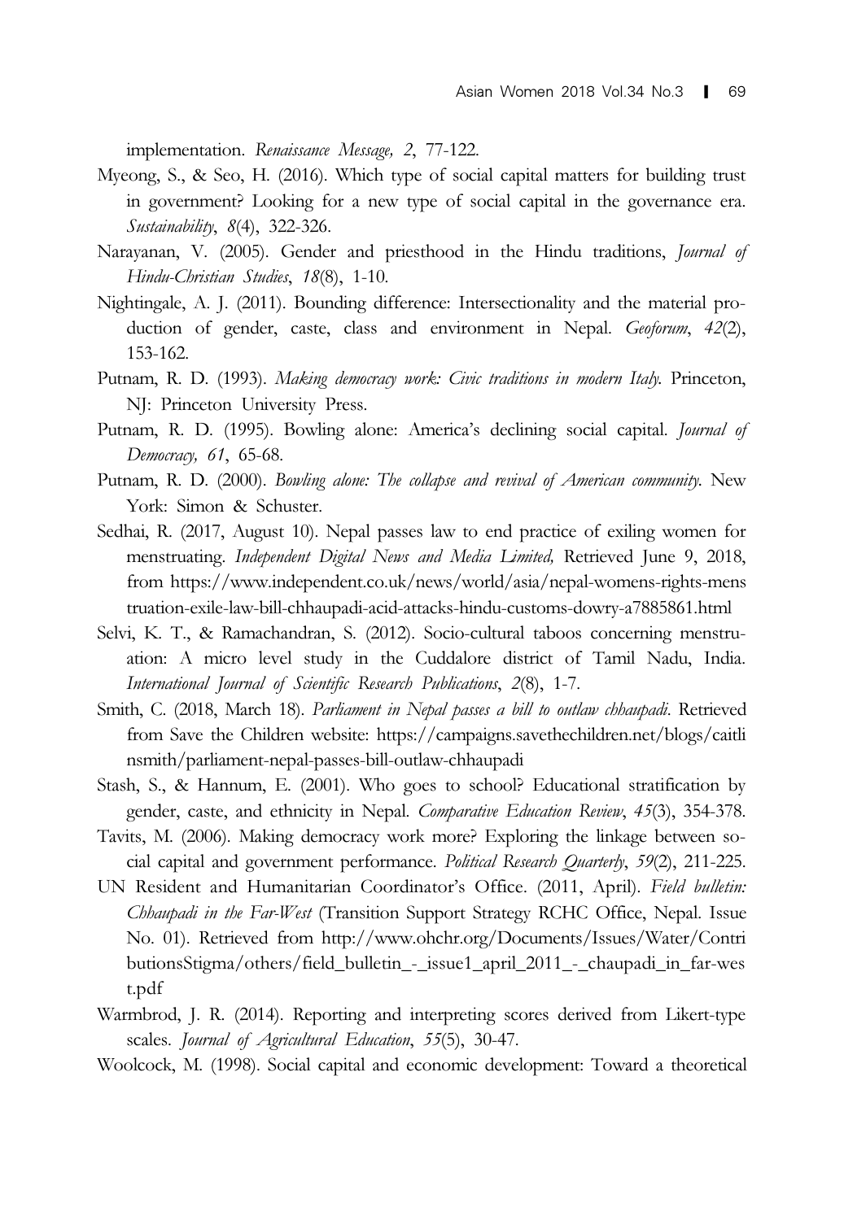implementation. *Renaissance Message, 2*, 77-122.

Myeong, S., & Seo, H. (2016). Which type of social capital matters for building trust in government? Looking for a new type of social capital in the governance era. *Sustainability*, *8*(4), 322-326.

Narayanan, V. (2005). Gender and priesthood in the Hindu traditions, *Journal of Hindu-Christian Studies*, *18*(8), 1-10.

Nightingale, A. J. (2011). Bounding difference: Intersectionality and the material production of gender, caste, class and environment in Nepal. *Geoforum*, *42*(2), 153-162.

Putnam, R. D. (1993). *Making democracy work: Civic traditions in modern Italy*. Princeton, NJ: Princeton University Press.

Putnam, R. D. (1995). Bowling alone: America's declining social capital. *Journal of Democracy, 61*, 65-68.

Putnam, R. D. (2000). *Bowling alone: The collapse and revival of American community*. New York: Simon & Schuster.

Sedhai, R. (2017, August 10). Nepal passes law to end practice of exiling women for menstruating. *Independent Digital News and Media Limited,* Retrieved June 9, 2018, from https://www.independent.co.uk/news/world/asia/nepal-womens-rights-menstruation-exile-law-bill-chhaupadi-acid-attacks-hindu-customs-dowry-a7885861.html

Selvi, K. T., & Ramachandran, S. (2012). Socio-cultural taboos concerning menstruation: A micro level study in the Cuddalore district of Tamil Nadu, India. *International Journal of Scientific Research Publications*, *2*(8), 1-7.

Smith, C. (2018, March 18). *Parliament in Nepal passes a bill to outlaw chhaupadi*. Retrieved from Save the Children website: https://campaigns.savethechildren.net/blogs/caitlinsmith/parliament-nepal-passes-bill-outlaw-chhaupadi

Stash, S., & Hannum, E. (2001). Who goes to school? Educational stratification by gender, caste, and ethnicity in Nepal. *Comparative Education Review*, *45*(3), 354-378.

Tavits, M. (2006). Making democracy work more? Exploring the linkage between social capital and government performance. *Political Research Quarterly*, *59*(2), 211-225.

UN Resident and Humanitarian Coordinator's Office. (2011, April). *Field bulletin: Chhaupadi in the Far-West* (Transition Support Strategy RCHC Office, Nepal. Issue No. 01). Retrieved from http://www.ohchr.org/Documents/Issues/Water/ContributionsStigma/others/field_bulletin_-_issue1_april_2011_-_chaupadi_in_far-west.pdf

Warmbrod, J. R. (2014). Reporting and interpreting scores derived from Likert-type scales. *Journal of Agricultural Education*, *55*(5), 30-47.

Woolcock, M. (1998). Social capital and economic development: Toward a theoretical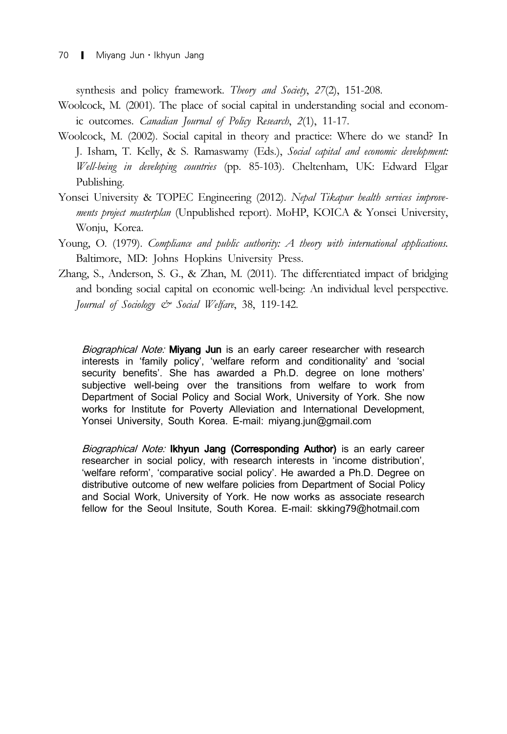synthesis and policy framework. *Theory and Society*, *27*(2), 151-208.

Woolcock, M. (2001). The place of social capital in understanding social and economic outcomes. *Canadian Journal of Policy Research*, *2*(1), 11-17.

Woolcock, M. (2002). Social capital in theory and practice: Where do we stand? In J. Isham, T. Kelly, & S. Ramaswamy (Eds.), *Social capital and economic development: Well-being in developing countries* (pp. 85-103). Cheltenham, UK: Edward Elgar Publishing.

Yonsei University & TOPEC Engineering (2012). *Nepal Tikapur health services improvements project masterplan* (Unpublished report). MoHP, KOICA & Yonsei University, Wonju, Korea.

Young, O. (1979). *Compliance and public authority: A theory with international applications*. Baltimore, MD: Johns Hopkins University Press.

Zhang, S., Anderson, S. G., & Zhan, M. (2011). The differentiated impact of bridging and bonding social capital on economic well-being: An individual level perspective. *Journal of Sociology & Social Welfare*, 38, 119-142.

*Biographical Note:* **Miyang Jun** is an early career researcher with research interests in 'family policy', 'welfare reform and conditionality' and 'social security benefits'. She has awarded a Ph.D. degree on lone mothers' subjective well-being over the transitions from welfare to work from Department of Social Policy and Social Work, University of York. She now works for Institute for Poverty Alleviation and International Development, Yonsei University, South Korea. E-mail: miyang.jun@gmail.com

*Biographical Note:* **Ikhyun Jang (Corresponding Author)** is an early career researcher in social policy, with research interests in 'income distribution', 'welfare reform', 'comparative social policy'. He awarded a Ph.D. Degree on distributive outcome of new welfare policies from Department of Social Policy and Social Work, University of York. He now works as associate research fellow for the Seoul Insitute, South Korea. E-mail: skking79@hotmail.com